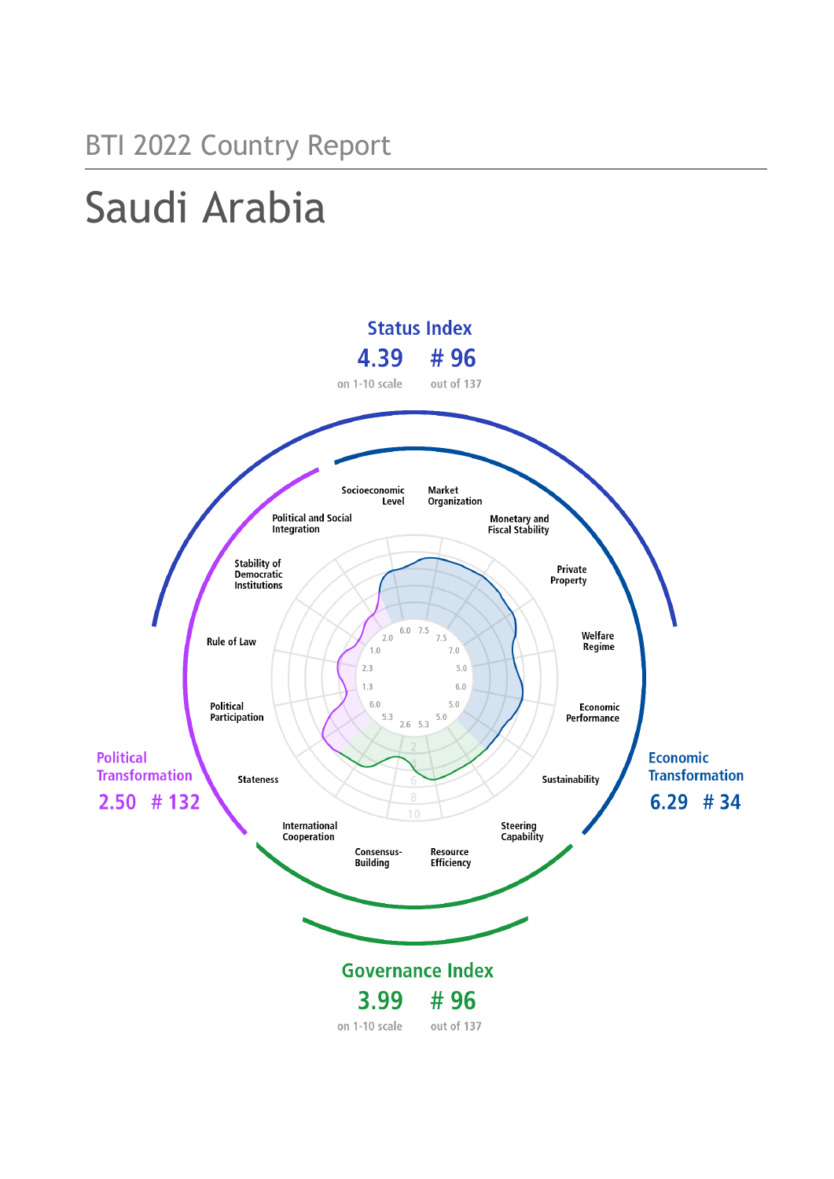BTI 2022 Country Report

# Saudi Arabia

## Status Index

**4.39** on 1-10 scale

**# 96** out of 137

## Political Transformation

**2.50** **# 132**

## Economic Transformation

**6.29** **# 34**

## Governance Index

**3.99** on 1-10 scale

**# 96** out of 137

| Criterion | Score |
|---|---|
| Stateness | 5.3 |
| Political Participation | 1.0 |
| Rule of Law | 2.0 |
| Stability of Democratic Institutions | 1.0 |
| Political and Social Integration | 2.3 |
| Socioeconomic Level | 6.0 |
| Market Organization | 7.5 |
| Monetary and Fiscal Stability | 7.5 |
| Private Property | 7.0 |
| Welfare Regime | 5.0 |
| Economic Performance | 6.0 |
| Sustainability | 5.0 |
| Steering Capability | 5.0 |
| Resource Efficiency | 5.3 |
| Consensus-Building | 2.6 |
| International Cooperation | 5.3 |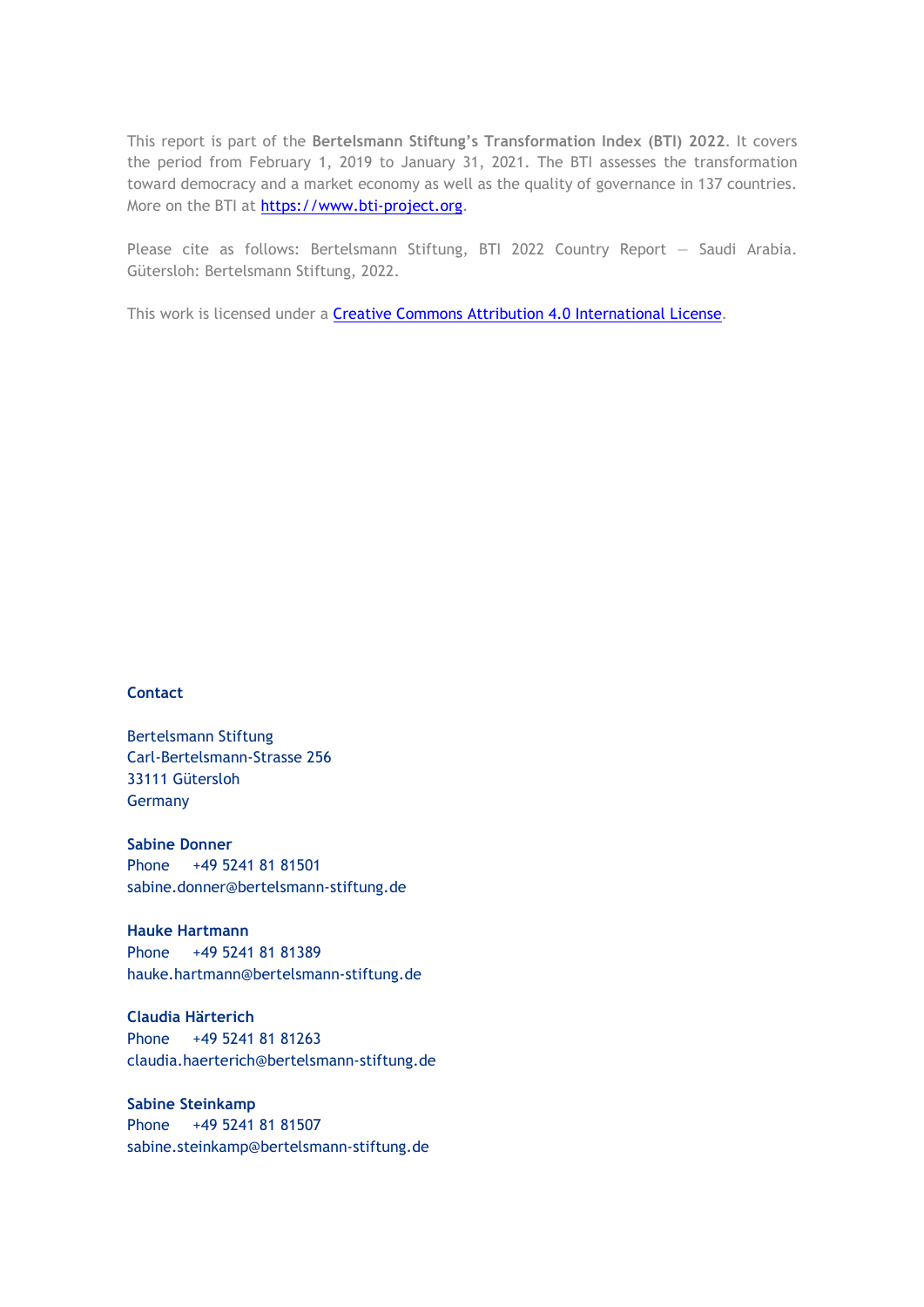This report is part of the **Bertelsmann Stiftung's Transformation Index (BTI) 2022**. It covers the period from February 1, 2019 to January 31, 2021. The BTI assesses the transformation toward democracy and a market economy as well as the quality of governance in 137 countries. More on the BTI at [https://www.bti-project.org](https://www.bti-project.org).

Please cite as follows: Bertelsmann Stiftung, BTI 2022 Country Report — Saudi Arabia. Gütersloh: Bertelsmann Stiftung, 2022.

This work is licensed under a [Creative Commons Attribution 4.0 International License](https://creativecommons.org/licenses/by/4.0/).

**Contact**

Bertelsmann Stiftung
Carl-Bertelsmann-Strasse 256
33111 Gütersloh
Germany

**Sabine Donner**
Phone +49 5241 81 81501
sabine.donner@bertelsmann-stiftung.de

**Hauke Hartmann**
Phone +49 5241 81 81389
hauke.hartmann@bertelsmann-stiftung.de

**Claudia Härterich**
Phone +49 5241 81 81263
claudia.haerterich@bertelsmann-stiftung.de

**Sabine Steinkamp**
Phone +49 5241 81 81507
sabine.steinkamp@bertelsmann-stiftung.de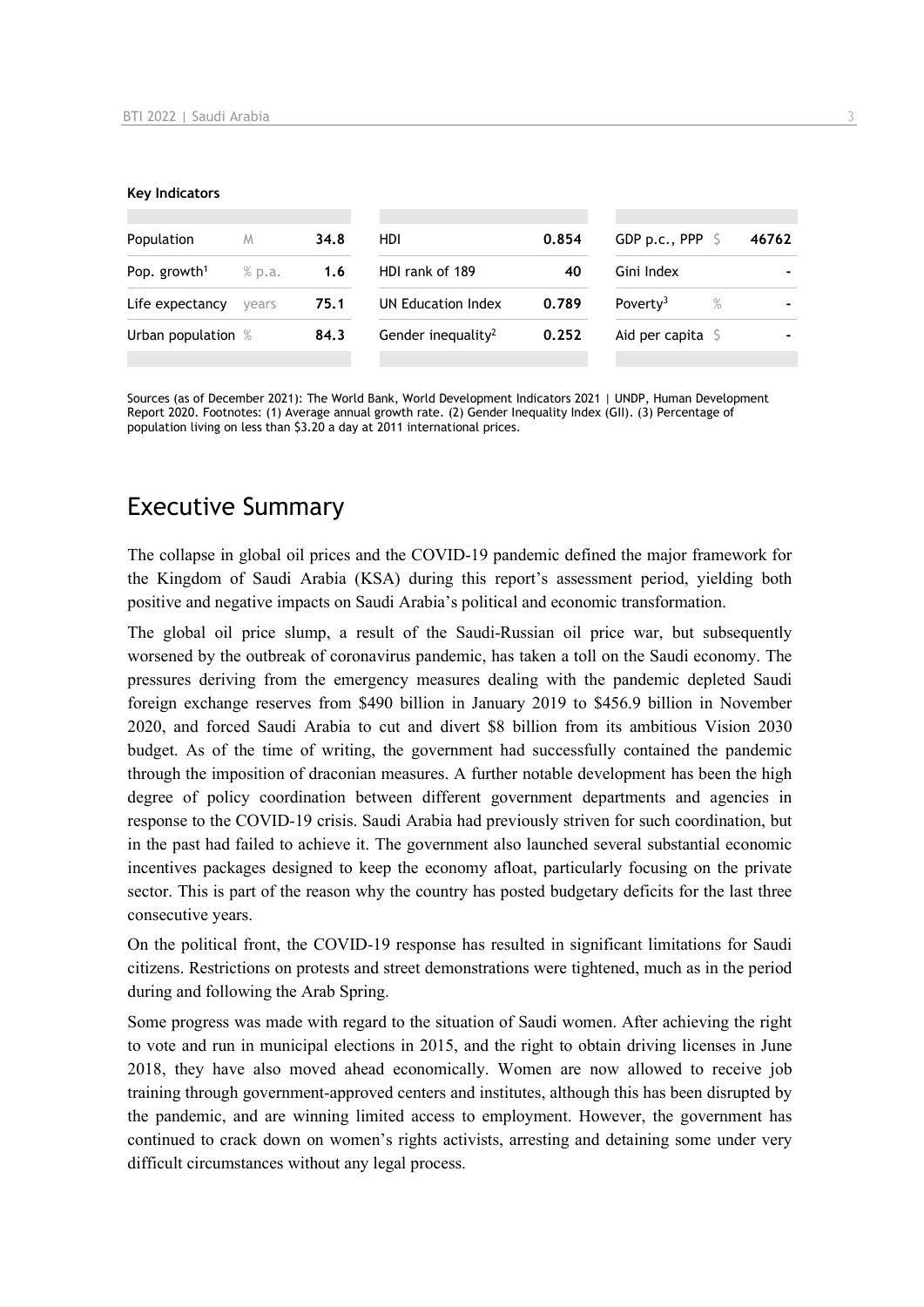**Key Indicators**

| Population | M | 34.8 | HDI | 0.854 | GDP p.c., PPP | $ | 46762 |
|---|---|---|---|---|---|---|---|
| Pop. growth[1] | % p.a. | 1.6 | HDI rank of 189 | 40 | Gini Index | | - |
| Life expectancy | years | 75.1 | UN Education Index | 0.789 | Poverty[3] | % | - |
| Urban population | % | 84.3 | Gender inequality[2] | 0.252 | Aid per capita | $ | - |

Sources (as of December 2021): The World Bank, World Development Indicators 2021 | UNDP, Human Development Report 2020. Footnotes: (1) Average annual growth rate. (2) Gender Inequality Index (GII). (3) Percentage of population living on less than $3.20 a day at 2011 international prices.

## Executive Summary

The collapse in global oil prices and the COVID-19 pandemic defined the major framework for the Kingdom of Saudi Arabia (KSA) during this report's assessment period, yielding both positive and negative impacts on Saudi Arabia's political and economic transformation.

The global oil price slump, a result of the Saudi-Russian oil price war, but subsequently worsened by the outbreak of coronavirus pandemic, has taken a toll on the Saudi economy. The pressures deriving from the emergency measures dealing with the pandemic depleted Saudi foreign exchange reserves from $490 billion in January 2019 to $456.9 billion in November 2020, and forced Saudi Arabia to cut and divert $8 billion from its ambitious Vision 2030 budget. As of the time of writing, the government had successfully contained the pandemic through the imposition of draconian measures. A further notable development has been the high degree of policy coordination between different government departments and agencies in response to the COVID-19 crisis. Saudi Arabia had previously striven for such coordination, but in the past had failed to achieve it. The government also launched several substantial economic incentives packages designed to keep the economy afloat, particularly focusing on the private sector. This is part of the reason why the country has posted budgetary deficits for the last three consecutive years.

On the political front, the COVID-19 response has resulted in significant limitations for Saudi citizens. Restrictions on protests and street demonstrations were tightened, much as in the period during and following the Arab Spring.

Some progress was made with regard to the situation of Saudi women. After achieving the right to vote and run in municipal elections in 2015, and the right to obtain driving licenses in June 2018, they have also moved ahead economically. Women are now allowed to receive job training through government-approved centers and institutes, although this has been disrupted by the pandemic, and are winning limited access to employment. However, the government has continued to crack down on women's rights activists, arresting and detaining some under very difficult circumstances without any legal process.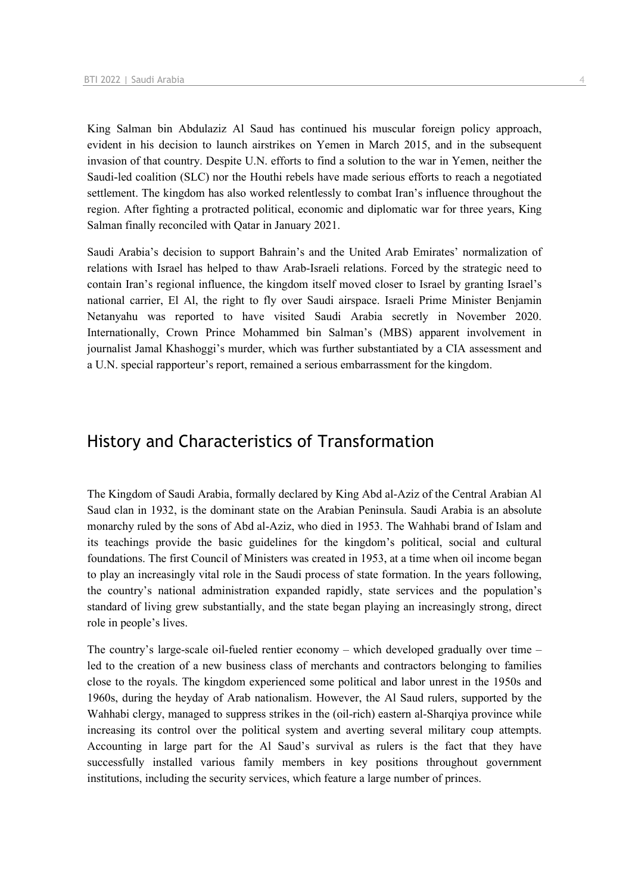King Salman bin Abdulaziz Al Saud has continued his muscular foreign policy approach, evident in his decision to launch airstrikes on Yemen in March 2015, and in the subsequent invasion of that country. Despite U.N. efforts to find a solution to the war in Yemen, neither the Saudi-led coalition (SLC) nor the Houthi rebels have made serious efforts to reach a negotiated settlement. The kingdom has also worked relentlessly to combat Iran's influence throughout the region. After fighting a protracted political, economic and diplomatic war for three years, King Salman finally reconciled with Qatar in January 2021.

Saudi Arabia's decision to support Bahrain's and the United Arab Emirates' normalization of relations with Israel has helped to thaw Arab-Israeli relations. Forced by the strategic need to contain Iran's regional influence, the kingdom itself moved closer to Israel by granting Israel's national carrier, El Al, the right to fly over Saudi airspace. Israeli Prime Minister Benjamin Netanyahu was reported to have visited Saudi Arabia secretly in November 2020. Internationally, Crown Prince Mohammed bin Salman's (MBS) apparent involvement in journalist Jamal Khashoggi's murder, which was further substantiated by a CIA assessment and a U.N. special rapporteur's report, remained a serious embarrassment for the kingdom.

## History and Characteristics of Transformation

The Kingdom of Saudi Arabia, formally declared by King Abd al-Aziz of the Central Arabian Al Saud clan in 1932, is the dominant state on the Arabian Peninsula. Saudi Arabia is an absolute monarchy ruled by the sons of Abd al-Aziz, who died in 1953. The Wahhabi brand of Islam and its teachings provide the basic guidelines for the kingdom's political, social and cultural foundations. The first Council of Ministers was created in 1953, at a time when oil income began to play an increasingly vital role in the Saudi process of state formation. In the years following, the country's national administration expanded rapidly, state services and the population's standard of living grew substantially, and the state began playing an increasingly strong, direct role in people's lives.

The country's large-scale oil-fueled rentier economy – which developed gradually over time – led to the creation of a new business class of merchants and contractors belonging to families close to the royals. The kingdom experienced some political and labor unrest in the 1950s and 1960s, during the heyday of Arab nationalism. However, the Al Saud rulers, supported by the Wahhabi clergy, managed to suppress strikes in the (oil-rich) eastern al-Sharqiya province while increasing its control over the political system and averting several military coup attempts. Accounting in large part for the Al Saud's survival as rulers is the fact that they have successfully installed various family members in key positions throughout government institutions, including the security services, which feature a large number of princes.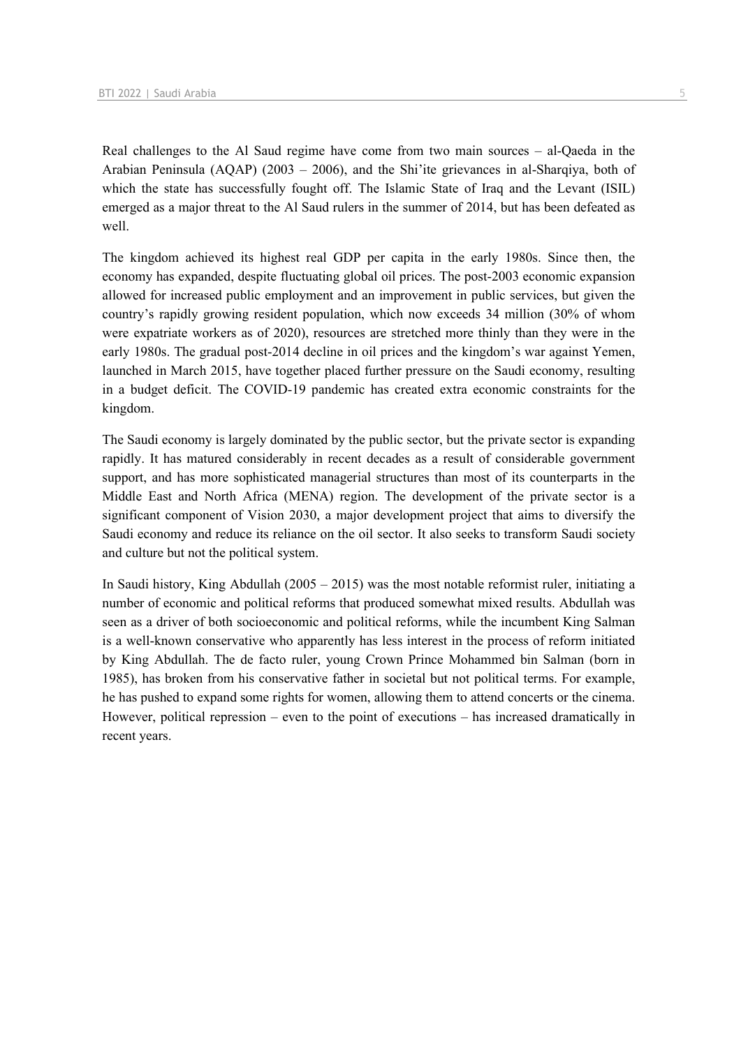Real challenges to the Al Saud regime have come from two main sources – al-Qaeda in the Arabian Peninsula (AQAP) (2003 – 2006), and the Shi'ite grievances in al-Sharqiya, both of which the state has successfully fought off. The Islamic State of Iraq and the Levant (ISIL) emerged as a major threat to the Al Saud rulers in the summer of 2014, but has been defeated as well.

The kingdom achieved its highest real GDP per capita in the early 1980s. Since then, the economy has expanded, despite fluctuating global oil prices. The post-2003 economic expansion allowed for increased public employment and an improvement in public services, but given the country's rapidly growing resident population, which now exceeds 34 million (30% of whom were expatriate workers as of 2020), resources are stretched more thinly than they were in the early 1980s. The gradual post-2014 decline in oil prices and the kingdom's war against Yemen, launched in March 2015, have together placed further pressure on the Saudi economy, resulting in a budget deficit. The COVID-19 pandemic has created extra economic constraints for the kingdom.

The Saudi economy is largely dominated by the public sector, but the private sector is expanding rapidly. It has matured considerably in recent decades as a result of considerable government support, and has more sophisticated managerial structures than most of its counterparts in the Middle East and North Africa (MENA) region. The development of the private sector is a significant component of Vision 2030, a major development project that aims to diversify the Saudi economy and reduce its reliance on the oil sector. It also seeks to transform Saudi society and culture but not the political system.

In Saudi history, King Abdullah (2005 – 2015) was the most notable reformist ruler, initiating a number of economic and political reforms that produced somewhat mixed results. Abdullah was seen as a driver of both socioeconomic and political reforms, while the incumbent King Salman is a well-known conservative who apparently has less interest in the process of reform initiated by King Abdullah. The de facto ruler, young Crown Prince Mohammed bin Salman (born in 1985), has broken from his conservative father in societal but not political terms. For example, he has pushed to expand some rights for women, allowing them to attend concerts or the cinema. However, political repression – even to the point of executions – has increased dramatically in recent years.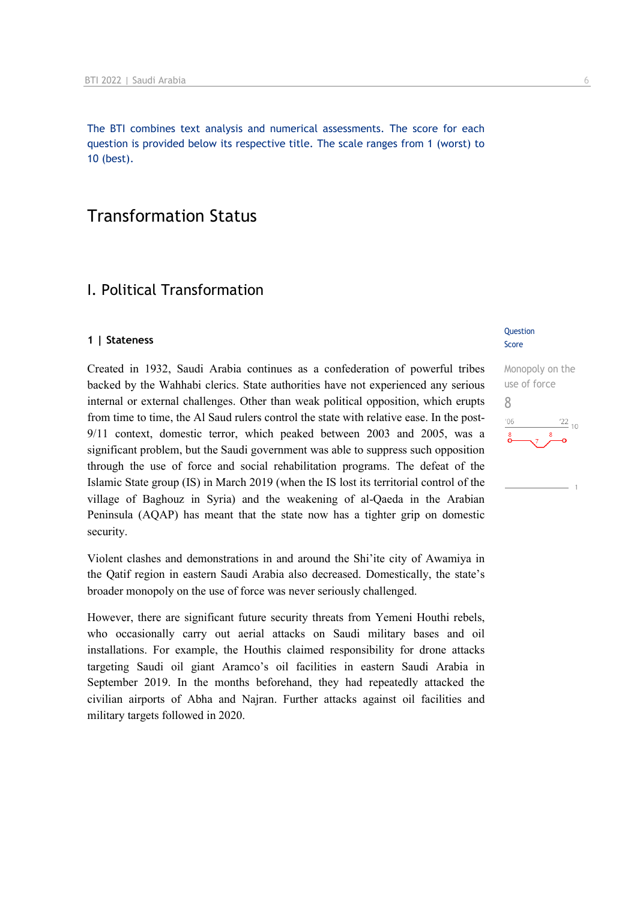The BTI combines text analysis and numerical assessments. The score for each question is provided below its respective title. The scale ranges from 1 (worst) to 10 (best).

# Transformation Status

## I. Political Transformation

### 1 | Stateness

Question Score

Monopoly on the use of force

8

Created in 1932, Saudi Arabia continues as a confederation of powerful tribes backed by the Wahhabi clerics. State authorities have not experienced any serious internal or external challenges. Other than weak political opposition, which erupts from time to time, the Al Saud rulers control the state with relative ease. In the post-9/11 context, domestic terror, which peaked between 2003 and 2005, was a significant problem, but the Saudi government was able to suppress such opposition through the use of force and social rehabilitation programs. The defeat of the Islamic State group (IS) in March 2019 (when the IS lost its territorial control of the village of Baghouz in Syria) and the weakening of al-Qaeda in the Arabian Peninsula (AQAP) has meant that the state now has a tighter grip on domestic security.

Violent clashes and demonstrations in and around the Shi'ite city of Awamiya in the Qatif region in eastern Saudi Arabia also decreased. Domestically, the state's broader monopoly on the use of force was never seriously challenged.

However, there are significant future security threats from Yemeni Houthi rebels, who occasionally carry out aerial attacks on Saudi military bases and oil installations. For example, the Houthis claimed responsibility for drone attacks targeting Saudi oil giant Aramco's oil facilities in eastern Saudi Arabia in September 2019. In the months beforehand, they had repeatedly attacked the civilian airports of Abha and Najran. Further attacks against oil facilities and military targets followed in 2020.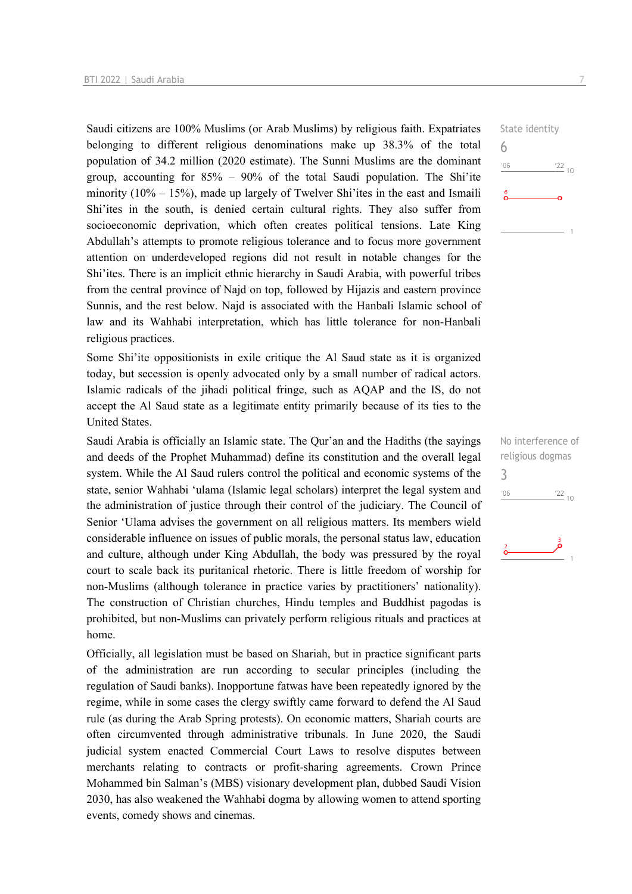State identity

6

Saudi citizens are 100% Muslims (or Arab Muslims) by religious faith. Expatriates belonging to different religious denominations make up 38.3% of the total population of 34.2 million (2020 estimate). The Sunni Muslims are the dominant group, accounting for 85% – 90% of the total Saudi population. The Shi'ite minority (10% – 15%), made up largely of Twelver Shi'ites in the east and Ismaili Shi'ites in the south, is denied certain cultural rights. They also suffer from socioeconomic deprivation, which often creates political tensions. Late King Abdullah's attempts to promote religious tolerance and to focus more government attention on underdeveloped regions did not result in notable changes for the Shi'ites. There is an implicit ethnic hierarchy in Saudi Arabia, with powerful tribes from the central province of Najd on top, followed by Hijazis and eastern province Sunnis, and the rest below. Najd is associated with the Hanbali Islamic school of law and its Wahhabi interpretation, which has little tolerance for non-Hanbali religious practices.

Some Shi'ite oppositionists in exile critique the Al Saud state as it is organized today, but secession is openly advocated only by a small number of radical actors. Islamic radicals of the jihadi political fringe, such as AQAP and the IS, do not accept the Al Saud state as a legitimate entity primarily because of its ties to the United States.

No interference of religious dogmas

3

Saudi Arabia is officially an Islamic state. The Qur'an and the Hadiths (the sayings and deeds of the Prophet Muhammad) define its constitution and the overall legal system. While the Al Saud rulers control the political and economic systems of the state, senior Wahhabi 'ulama (Islamic legal scholars) interpret the legal system and the administration of justice through their control of the judiciary. The Council of Senior 'Ulama advises the government on all religious matters. Its members wield considerable influence on issues of public morals, the personal status law, education and culture, although under King Abdullah, the body was pressured by the royal court to scale back its puritanical rhetoric. There is little freedom of worship for non-Muslims (although tolerance in practice varies by practitioners' nationality). The construction of Christian churches, Hindu temples and Buddhist pagodas is prohibited, but non-Muslims can privately perform religious rituals and practices at home.

Officially, all legislation must be based on Shariah, but in practice significant parts of the administration are run according to secular principles (including the regulation of Saudi banks). Inopportune fatwas have been repeatedly ignored by the regime, while in some cases the clergy swiftly came forward to defend the Al Saud rule (as during the Arab Spring protests). On economic matters, Shariah courts are often circumvented through administrative tribunals. In June 2020, the Saudi judicial system enacted Commercial Court Laws to resolve disputes between merchants relating to contracts or profit-sharing agreements. Crown Prince Mohammed bin Salman's (MBS) visionary development plan, dubbed Saudi Vision 2030, has also weakened the Wahhabi dogma by allowing women to attend sporting events, comedy shows and cinemas.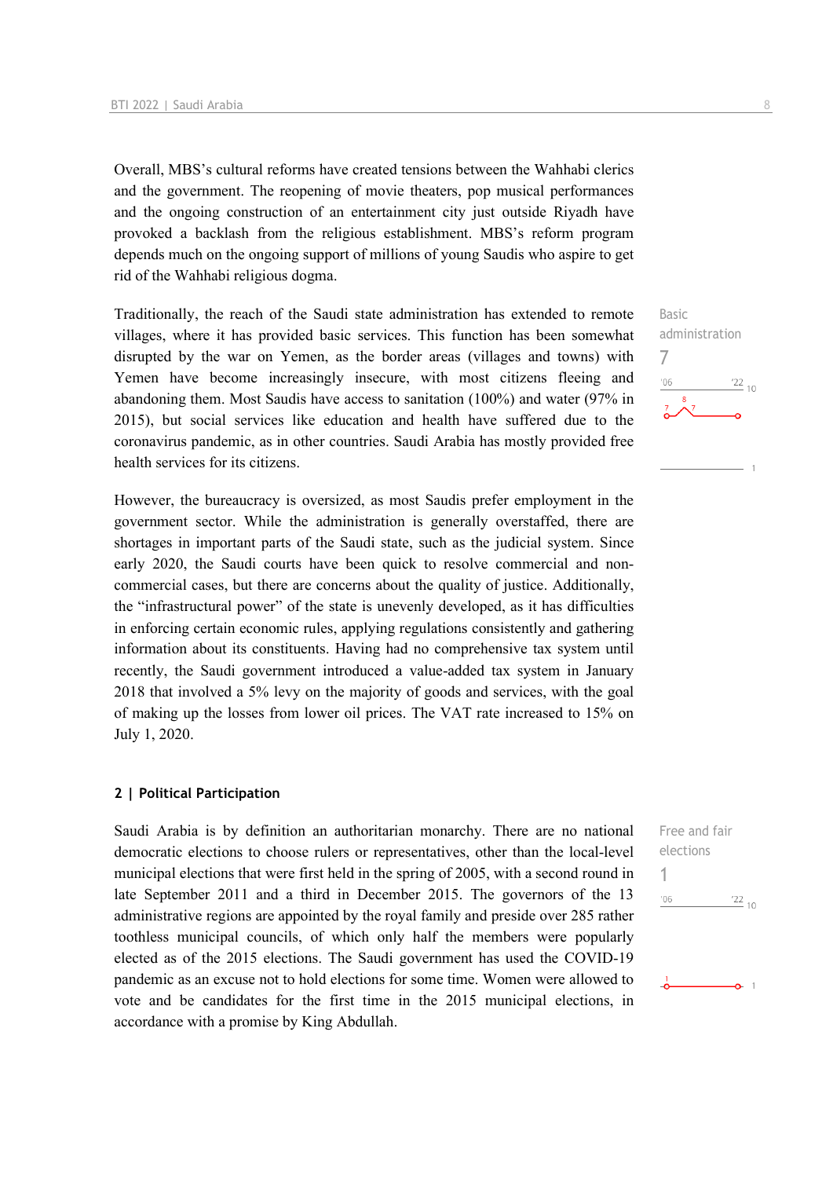Overall, MBS's cultural reforms have created tensions between the Wahhabi clerics and the government. The reopening of movie theaters, pop musical performances and the ongoing construction of an entertainment city just outside Riyadh have provoked a backlash from the religious establishment. MBS's reform program depends much on the ongoing support of millions of young Saudis who aspire to get rid of the Wahhabi religious dogma.

Basic administration
7

Traditionally, the reach of the Saudi state administration has extended to remote villages, where it has provided basic services. This function has been somewhat disrupted by the war on Yemen, as the border areas (villages and towns) with Yemen have become increasingly insecure, with most citizens fleeing and abandoning them. Most Saudis have access to sanitation (100%) and water (97% in 2015), but social services like education and health have suffered due to the coronavirus pandemic, as in other countries. Saudi Arabia has mostly provided free health services for its citizens.

However, the bureaucracy is oversized, as most Saudis prefer employment in the government sector. While the administration is generally overstaffed, there are shortages in important parts of the Saudi state, such as the judicial system. Since early 2020, the Saudi courts have been quick to resolve commercial and non-commercial cases, but there are concerns about the quality of justice. Additionally, the "infrastructural power" of the state is unevenly developed, as it has difficulties in enforcing certain economic rules, applying regulations consistently and gathering information about its constituents. Having had no comprehensive tax system until recently, the Saudi government introduced a value-added tax system in January 2018 that involved a 5% levy on the majority of goods and services, with the goal of making up the losses from lower oil prices. The VAT rate increased to 15% on July 1, 2020.

## 2 | Political Participation

Free and fair elections
1

Saudi Arabia is by definition an authoritarian monarchy. There are no national democratic elections to choose rulers or representatives, other than the local-level municipal elections that were first held in the spring of 2005, with a second round in late September 2011 and a third in December 2015. The governors of the 13 administrative regions are appointed by the royal family and preside over 285 rather toothless municipal councils, of which only half the members were popularly elected as of the 2015 elections. The Saudi government has used the COVID-19 pandemic as an excuse not to hold elections for some time. Women were allowed to vote and be candidates for the first time in the 2015 municipal elections, in accordance with a promise by King Abdullah.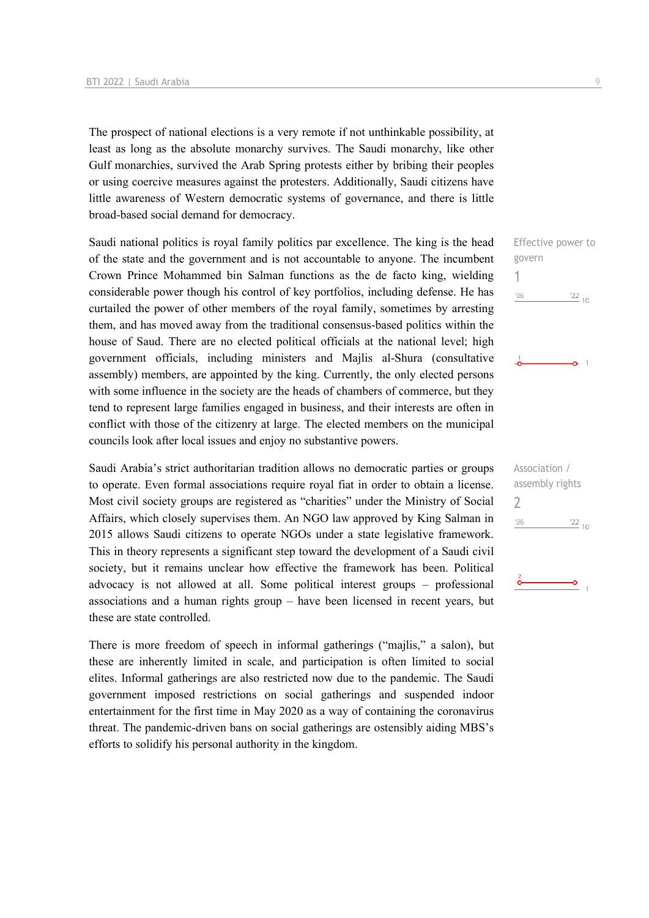The prospect of national elections is a very remote if not unthinkable possibility, at least as long as the absolute monarchy survives. The Saudi monarchy, like other Gulf monarchies, survived the Arab Spring protests either by bribing their peoples or using coercive measures against the protesters. Additionally, Saudi citizens have little awareness of Western democratic systems of governance, and there is little broad-based social demand for democracy.

Effective power to govern
1

Saudi national politics is royal family politics par excellence. The king is the head of the state and the government and is not accountable to anyone. The incumbent Crown Prince Mohammed bin Salman functions as the de facto king, wielding considerable power though his control of key portfolios, including defense. He has curtailed the power of other members of the royal family, sometimes by arresting them, and has moved away from the traditional consensus-based politics within the house of Saud. There are no elected political officials at the national level; high government officials, including ministers and Majlis al-Shura (consultative assembly) members, are appointed by the king. Currently, the only elected persons with some influence in the society are the heads of chambers of commerce, but they tend to represent large families engaged in business, and their interests are often in conflict with those of the citizenry at large. The elected members on the municipal councils look after local issues and enjoy no substantive powers.

Association / assembly rights
2

Saudi Arabia's strict authoritarian tradition allows no democratic parties or groups to operate. Even formal associations require royal fiat in order to obtain a license. Most civil society groups are registered as "charities" under the Ministry of Social Affairs, which closely supervises them. An NGO law approved by King Salman in 2015 allows Saudi citizens to operate NGOs under a state legislative framework. This in theory represents a significant step toward the development of a Saudi civil society, but it remains unclear how effective the framework has been. Political advocacy is not allowed at all. Some political interest groups – professional associations and a human rights group – have been licensed in recent years, but these are state controlled.

There is more freedom of speech in informal gatherings ("majlis," a salon), but these are inherently limited in scale, and participation is often limited to social elites. Informal gatherings are also restricted now due to the pandemic. The Saudi government imposed restrictions on social gatherings and suspended indoor entertainment for the first time in May 2020 as a way of containing the coronavirus threat. The pandemic-driven bans on social gatherings are ostensibly aiding MBS's efforts to solidify his personal authority in the kingdom.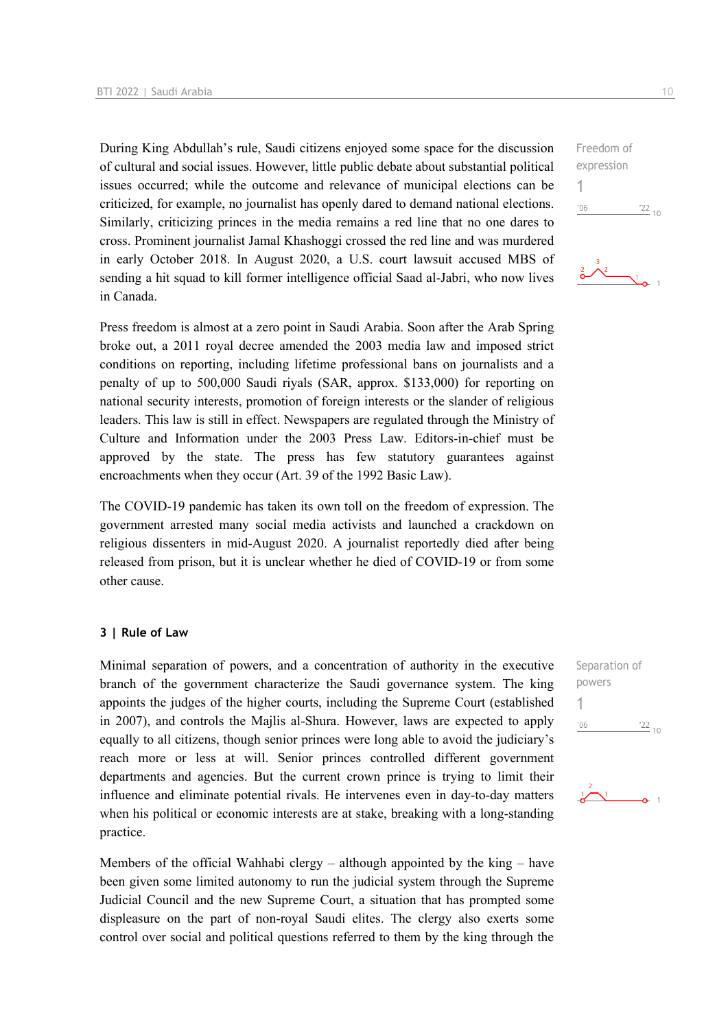During King Abdullah's rule, Saudi citizens enjoyed some space for the discussion of cultural and social issues. However, little public debate about substantial political issues occurred; while the outcome and relevance of municipal elections can be criticized, for example, no journalist has openly dared to demand national elections. Similarly, criticizing princes in the media remains a red line that no one dares to cross. Prominent journalist Jamal Khashoggi crossed the red line and was murdered in early October 2018. In August 2020, a U.S. court lawsuit accused MBS of sending a hit squad to kill former intelligence official Saad al-Jabri, who now lives in Canada.

Freedom of expression
1

Press freedom is almost at a zero point in Saudi Arabia. Soon after the Arab Spring broke out, a 2011 royal decree amended the 2003 media law and imposed strict conditions on reporting, including lifetime professional bans on journalists and a penalty of up to 500,000 Saudi riyals (SAR, approx. $133,000) for reporting on national security interests, promotion of foreign interests or the slander of religious leaders. This law is still in effect. Newspapers are regulated through the Ministry of Culture and Information under the 2003 Press Law. Editors-in-chief must be approved by the state. The press has few statutory guarantees against encroachments when they occur (Art. 39 of the 1992 Basic Law).

The COVID-19 pandemic has taken its own toll on the freedom of expression. The government arrested many social media activists and launched a crackdown on religious dissenters in mid-August 2020. A journalist reportedly died after being released from prison, but it is unclear whether he died of COVID-19 or from some other cause.

### 3 | Rule of Law

Minimal separation of powers, and a concentration of authority in the executive branch of the government characterize the Saudi governance system. The king appoints the judges of the higher courts, including the Supreme Court (established in 2007), and controls the Majlis al-Shura. However, laws are expected to apply equally to all citizens, though senior princes were long able to avoid the judiciary's reach more or less at will. Senior princes controlled different government departments and agencies. But the current crown prince is trying to limit their influence and eliminate potential rivals. He intervenes even in day-to-day matters when his political or economic interests are at stake, breaking with a long-standing practice.

Separation of powers
1

Members of the official Wahhabi clergy – although appointed by the king – have been given some limited autonomy to run the judicial system through the Supreme Judicial Council and the new Supreme Court, a situation that has prompted some displeasure on the part of non-royal Saudi elites. The clergy also exerts some control over social and political questions referred to them by the king through the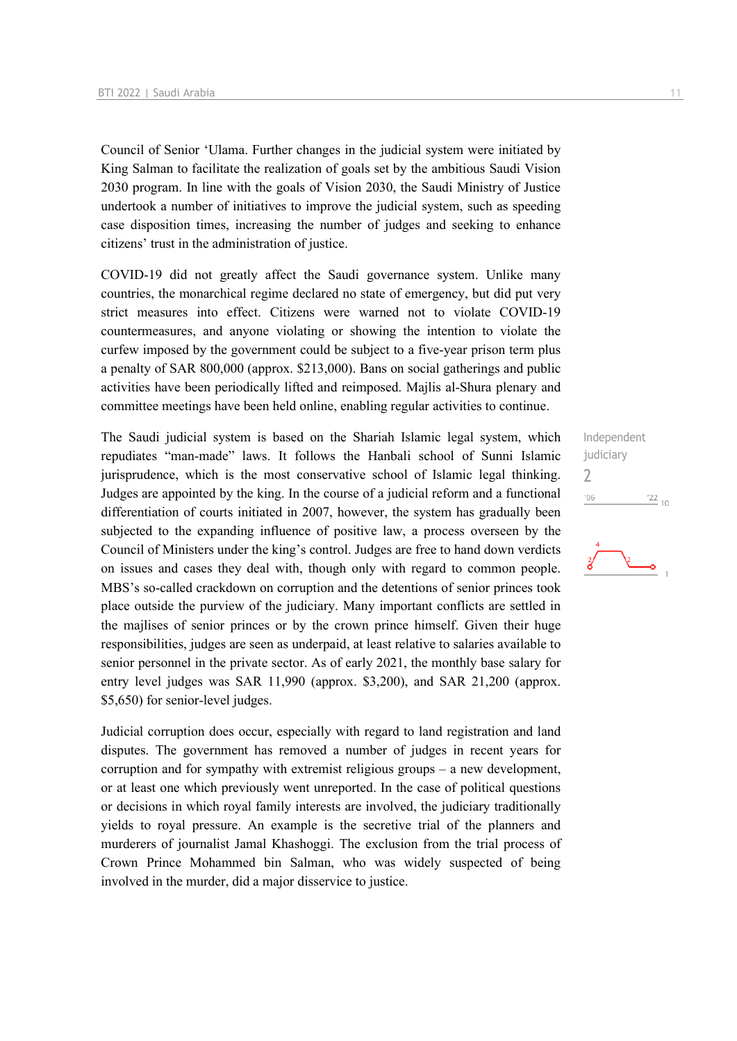Council of Senior ‘Ulama. Further changes in the judicial system were initiated by King Salman to facilitate the realization of goals set by the ambitious Saudi Vision 2030 program. In line with the goals of Vision 2030, the Saudi Ministry of Justice undertook a number of initiatives to improve the judicial system, such as speeding case disposition times, increasing the number of judges and seeking to enhance citizens’ trust in the administration of justice.

COVID-19 did not greatly affect the Saudi governance system. Unlike many countries, the monarchical regime declared no state of emergency, but did put very strict measures into effect. Citizens were warned not to violate COVID-19 countermeasures, and anyone violating or showing the intention to violate the curfew imposed by the government could be subject to a five-year prison term plus a penalty of SAR 800,000 (approx. $213,000). Bans on social gatherings and public activities have been periodically lifted and reimposed. Majlis al-Shura plenary and committee meetings have been held online, enabling regular activities to continue.

Independent judiciary
2

The Saudi judicial system is based on the Shariah Islamic legal system, which repudiates “man-made” laws. It follows the Hanbali school of Sunni Islamic jurisprudence, which is the most conservative school of Islamic legal thinking. Judges are appointed by the king. In the course of a judicial reform and a functional differentiation of courts initiated in 2007, however, the system has gradually been subjected to the expanding influence of positive law, a process overseen by the Council of Ministers under the king’s control. Judges are free to hand down verdicts on issues and cases they deal with, though only with regard to common people. MBS’s so-called crackdown on corruption and the detentions of senior princes took place outside the purview of the judiciary. Many important conflicts are settled in the majlises of senior princes or by the crown prince himself. Given their huge responsibilities, judges are seen as underpaid, at least relative to salaries available to senior personnel in the private sector. As of early 2021, the monthly base salary for entry level judges was SAR 11,990 (approx. $3,200), and SAR 21,200 (approx. $5,650) for senior-level judges.

Judicial corruption does occur, especially with regard to land registration and land disputes. The government has removed a number of judges in recent years for corruption and for sympathy with extremist religious groups – a new development, or at least one which previously went unreported. In the case of political questions or decisions in which royal family interests are involved, the judiciary traditionally yields to royal pressure. An example is the secretive trial of the planners and murderers of journalist Jamal Khashoggi. The exclusion from the trial process of Crown Prince Mohammed bin Salman, who was widely suspected of being involved in the murder, did a major disservice to justice.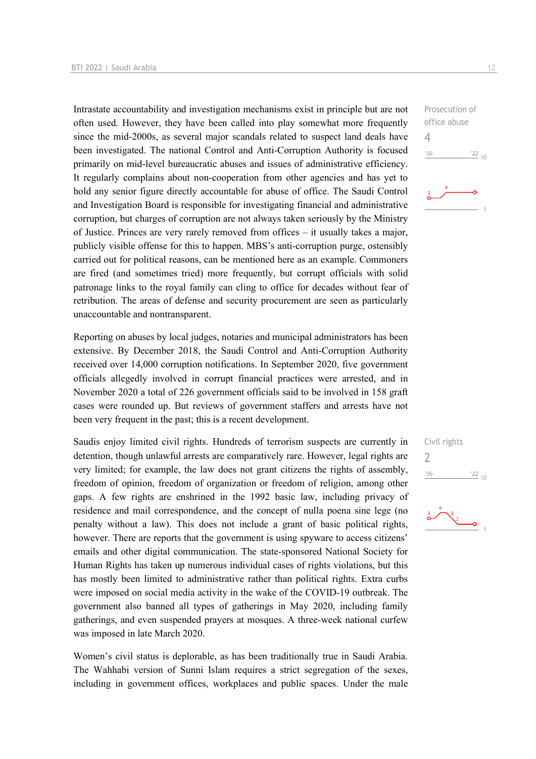Intrastate accountability and investigation mechanisms exist in principle but are not often used. However, they have been called into play somewhat more frequently since the mid-2000s, as several major scandals related to suspect land deals have been investigated. The national Control and Anti-Corruption Authority is focused primarily on mid-level bureaucratic abuses and issues of administrative efficiency. It regularly complains about non-cooperation from other agencies and has yet to hold any senior figure directly accountable for abuse of office. The Saudi Control and Investigation Board is responsible for investigating financial and administrative corruption, but charges of corruption are not always taken seriously by the Ministry of Justice. Princes are very rarely removed from offices – it usually takes a major, publicly visible offense for this to happen. MBS's anti-corruption purge, ostensibly carried out for political reasons, can be mentioned here as an example. Commoners are fired (and sometimes tried) more frequently, but corrupt officials with solid patronage links to the royal family can cling to office for decades without fear of retribution. The areas of defense and security procurement are seen as particularly unaccountable and nontransparent.

Prosecution of office abuse
4

Reporting on abuses by local judges, notaries and municipal administrators has been extensive. By December 2018, the Saudi Control and Anti-Corruption Authority received over 14,000 corruption notifications. In September 2020, five government officials allegedly involved in corrupt financial practices were arrested, and in November 2020 a total of 226 government officials said to be involved in 158 graft cases were rounded up. But reviews of government staffers and arrests have not been very frequent in the past; this is a recent development.

Saudis enjoy limited civil rights. Hundreds of terrorism suspects are currently in detention, though unlawful arrests are comparatively rare. However, legal rights are very limited; for example, the law does not grant citizens the rights of assembly, freedom of opinion, freedom of organization or freedom of religion, among other gaps. A few rights are enshrined in the 1992 basic law, including privacy of residence and mail correspondence, and the concept of nulla poena sine lege (no penalty without a law). This does not include a grant of basic political rights, however. There are reports that the government is using spyware to access citizens' emails and other digital communication. The state-sponsored National Society for Human Rights has taken up numerous individual cases of rights violations, but this has mostly been limited to administrative rather than political rights. Extra curbs were imposed on social media activity in the wake of the COVID-19 outbreak. The government also banned all types of gatherings in May 2020, including family gatherings, and even suspended prayers at mosques. A three-week national curfew was imposed in late March 2020.

Civil rights
2

Women's civil status is deplorable, as has been traditionally true in Saudi Arabia. The Wahhabi version of Sunni Islam requires a strict segregation of the sexes, including in government offices, workplaces and public spaces. Under the male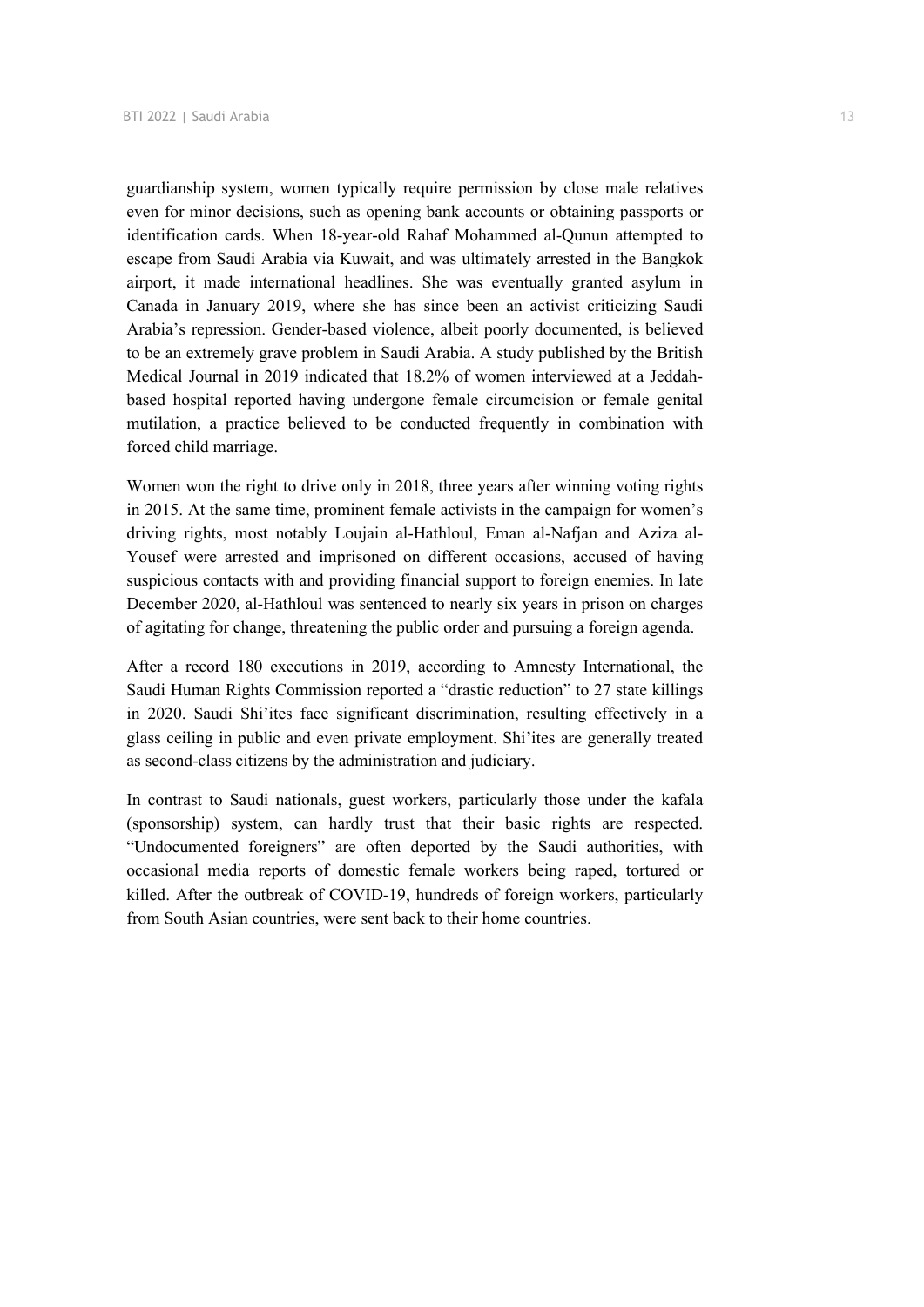guardianship system, women typically require permission by close male relatives even for minor decisions, such as opening bank accounts or obtaining passports or identification cards. When 18-year-old Rahaf Mohammed al-Qunun attempted to escape from Saudi Arabia via Kuwait, and was ultimately arrested in the Bangkok airport, it made international headlines. She was eventually granted asylum in Canada in January 2019, where she has since been an activist criticizing Saudi Arabia's repression. Gender-based violence, albeit poorly documented, is believed to be an extremely grave problem in Saudi Arabia. A study published by the British Medical Journal in 2019 indicated that 18.2% of women interviewed at a Jeddah-based hospital reported having undergone female circumcision or female genital mutilation, a practice believed to be conducted frequently in combination with forced child marriage.

Women won the right to drive only in 2018, three years after winning voting rights in 2015. At the same time, prominent female activists in the campaign for women's driving rights, most notably Loujain al-Hathloul, Eman al-Nafjan and Aziza al-Yousef were arrested and imprisoned on different occasions, accused of having suspicious contacts with and providing financial support to foreign enemies. In late December 2020, al-Hathloul was sentenced to nearly six years in prison on charges of agitating for change, threatening the public order and pursuing a foreign agenda.

After a record 180 executions in 2019, according to Amnesty International, the Saudi Human Rights Commission reported a "drastic reduction" to 27 state killings in 2020. Saudi Shi'ites face significant discrimination, resulting effectively in a glass ceiling in public and even private employment. Shi'ites are generally treated as second-class citizens by the administration and judiciary.

In contrast to Saudi nationals, guest workers, particularly those under the kafala (sponsorship) system, can hardly trust that their basic rights are respected. "Undocumented foreigners" are often deported by the Saudi authorities, with occasional media reports of domestic female workers being raped, tortured or killed. After the outbreak of COVID-19, hundreds of foreign workers, particularly from South Asian countries, were sent back to their home countries.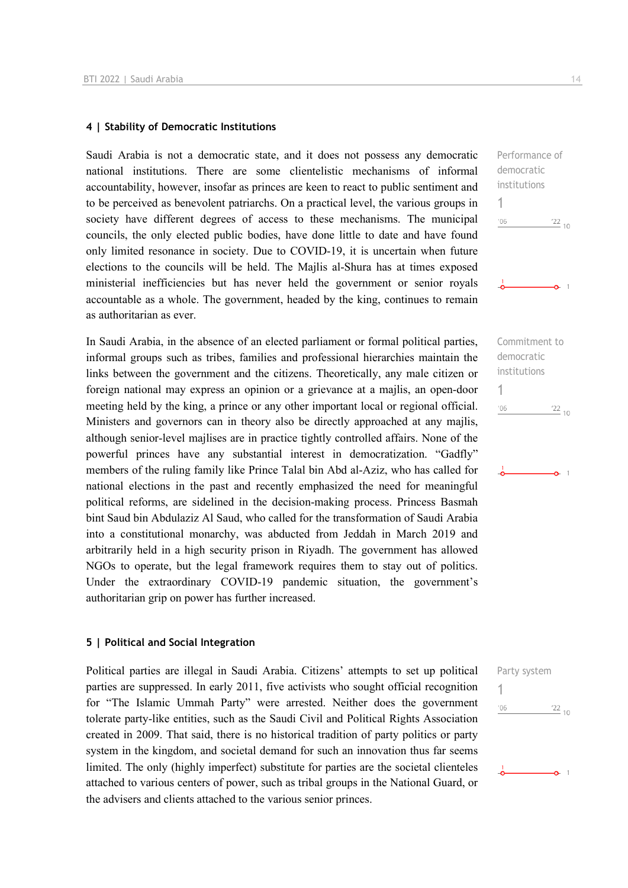### 4 | Stability of Democratic Institutions

Saudi Arabia is not a democratic state, and it does not possess any democratic national institutions. There are some clientelistic mechanisms of informal accountability, however, insofar as princes are keen to react to public sentiment and to be perceived as benevolent patriarchs. On a practical level, the various groups in society have different degrees of access to these mechanisms. The municipal councils, the only elected public bodies, have done little to date and have found only limited resonance in society. Due to COVID-19, it is uncertain when future elections to the councils will be held. The Majlis al-Shura has at times exposed ministerial inefficiencies but has never held the government or senior royals accountable as a whole. The government, headed by the king, continues to remain as authoritarian as ever.

Performance of democratic institutions
1
'06 '22 10

In Saudi Arabia, in the absence of an elected parliament or formal political parties, informal groups such as tribes, families and professional hierarchies maintain the links between the government and the citizens. Theoretically, any male citizen or foreign national may express an opinion or a grievance at a majlis, an open-door meeting held by the king, a prince or any other important local or regional official. Ministers and governors can in theory also be directly approached at any majlis, although senior-level majlises are in practice tightly controlled affairs. None of the powerful princes have any substantial interest in democratization. "Gadfly" members of the ruling family like Prince Talal bin Abd al-Aziz, who has called for national elections in the past and recently emphasized the need for meaningful political reforms, are sidelined in the decision-making process. Princess Basmah bint Saud bin Abdulaziz Al Saud, who called for the transformation of Saudi Arabia into a constitutional monarchy, was abducted from Jeddah in March 2019 and arbitrarily held in a high security prison in Riyadh. The government has allowed NGOs to operate, but the legal framework requires them to stay out of politics. Under the extraordinary COVID-19 pandemic situation, the government's authoritarian grip on power has further increased.

Commitment to democratic institutions
1
'06 '22 10

### 5 | Political and Social Integration

Political parties are illegal in Saudi Arabia. Citizens' attempts to set up political parties are suppressed. In early 2011, five activists who sought official recognition for "The Islamic Ummah Party" were arrested. Neither does the government tolerate party-like entities, such as the Saudi Civil and Political Rights Association created in 2009. That said, there is no historical tradition of party politics or party system in the kingdom, and societal demand for such an innovation thus far seems limited. The only (highly imperfect) substitute for parties are the societal clienteles attached to various centers of power, such as tribal groups in the National Guard, or the advisers and clients attached to the various senior princes.

Party system
1
'06 '22 10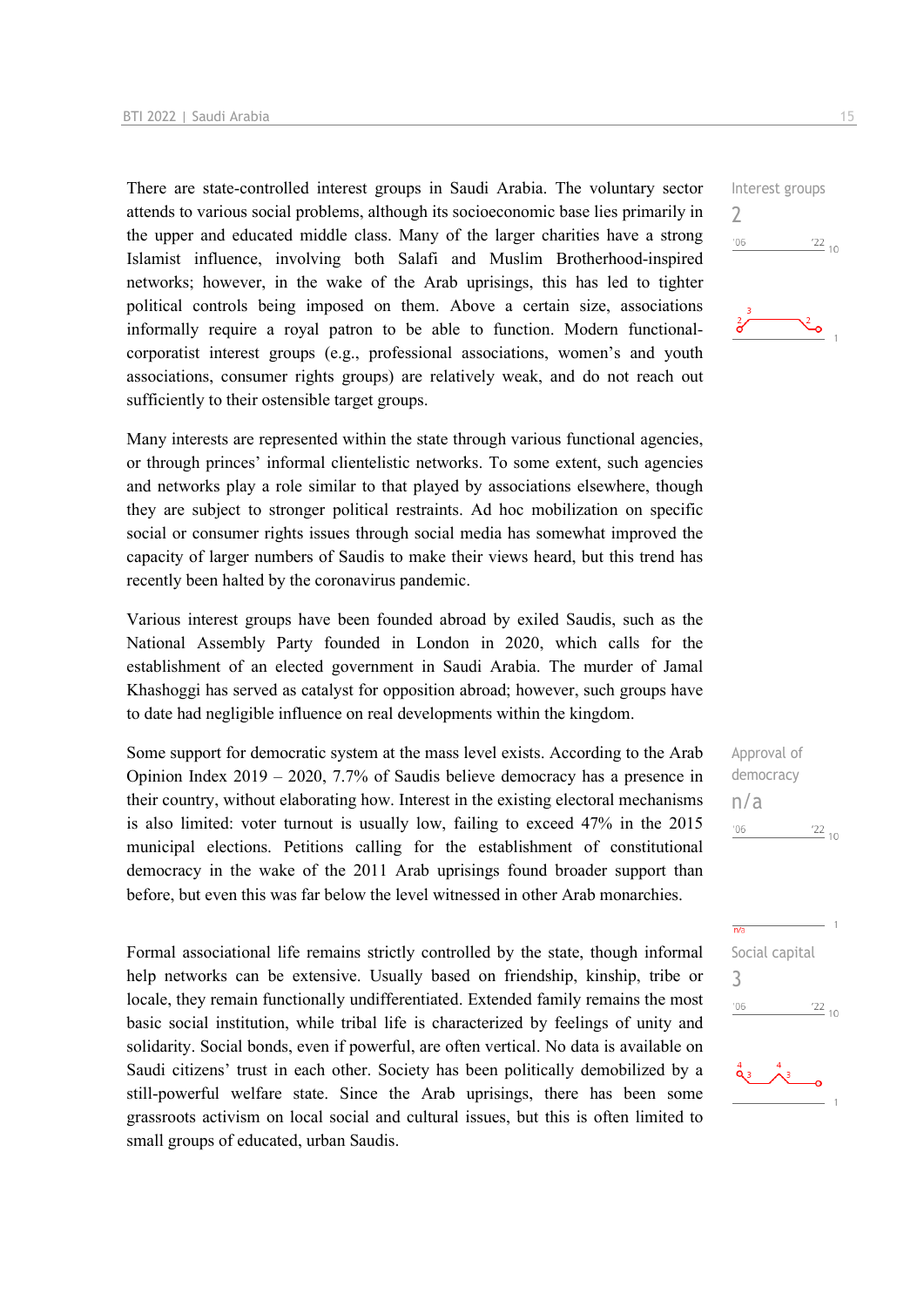There are state-controlled interest groups in Saudi Arabia. The voluntary sector attends to various social problems, although its socioeconomic base lies primarily in the upper and educated middle class. Many of the larger charities have a strong Islamist influence, involving both Salafi and Muslim Brotherhood-inspired networks; however, in the wake of the Arab uprisings, this has led to tighter political controls being imposed on them. Above a certain size, associations informally require a royal patron to be able to function. Modern functional-corporatist interest groups (e.g., professional associations, women's and youth associations, consumer rights groups) are relatively weak, and do not reach out sufficiently to their ostensible target groups.

Interest groups
2

Many interests are represented within the state through various functional agencies, or through princes' informal clientelistic networks. To some extent, such agencies and networks play a role similar to that played by associations elsewhere, though they are subject to stronger political restraints. Ad hoc mobilization on specific social or consumer rights issues through social media has somewhat improved the capacity of larger numbers of Saudis to make their views heard, but this trend has recently been halted by the coronavirus pandemic.

Various interest groups have been founded abroad by exiled Saudis, such as the National Assembly Party founded in London in 2020, which calls for the establishment of an elected government in Saudi Arabia. The murder of Jamal Khashoggi has served as catalyst for opposition abroad; however, such groups have to date had negligible influence on real developments within the kingdom.

Some support for democratic system at the mass level exists. According to the Arab Opinion Index 2019 – 2020, 7.7% of Saudis believe democracy has a presence in their country, without elaborating how. Interest in the existing electoral mechanisms is also limited: voter turnout is usually low, failing to exceed 47% in the 2015 municipal elections. Petitions calling for the establishment of constitutional democracy in the wake of the 2011 Arab uprisings found broader support than before, but even this was far below the level witnessed in other Arab monarchies.

Approval of democracy
n/a

Formal associational life remains strictly controlled by the state, though informal help networks can be extensive. Usually based on friendship, kinship, tribe or locale, they remain functionally undifferentiated. Extended family remains the most basic social institution, while tribal life is characterized by feelings of unity and solidarity. Social bonds, even if powerful, are often vertical. No data is available on Saudi citizens' trust in each other. Society has been politically demobilized by a still-powerful welfare state. Since the Arab uprisings, there has been some grassroots activism on local social and cultural issues, but this is often limited to small groups of educated, urban Saudis.

Social capital
3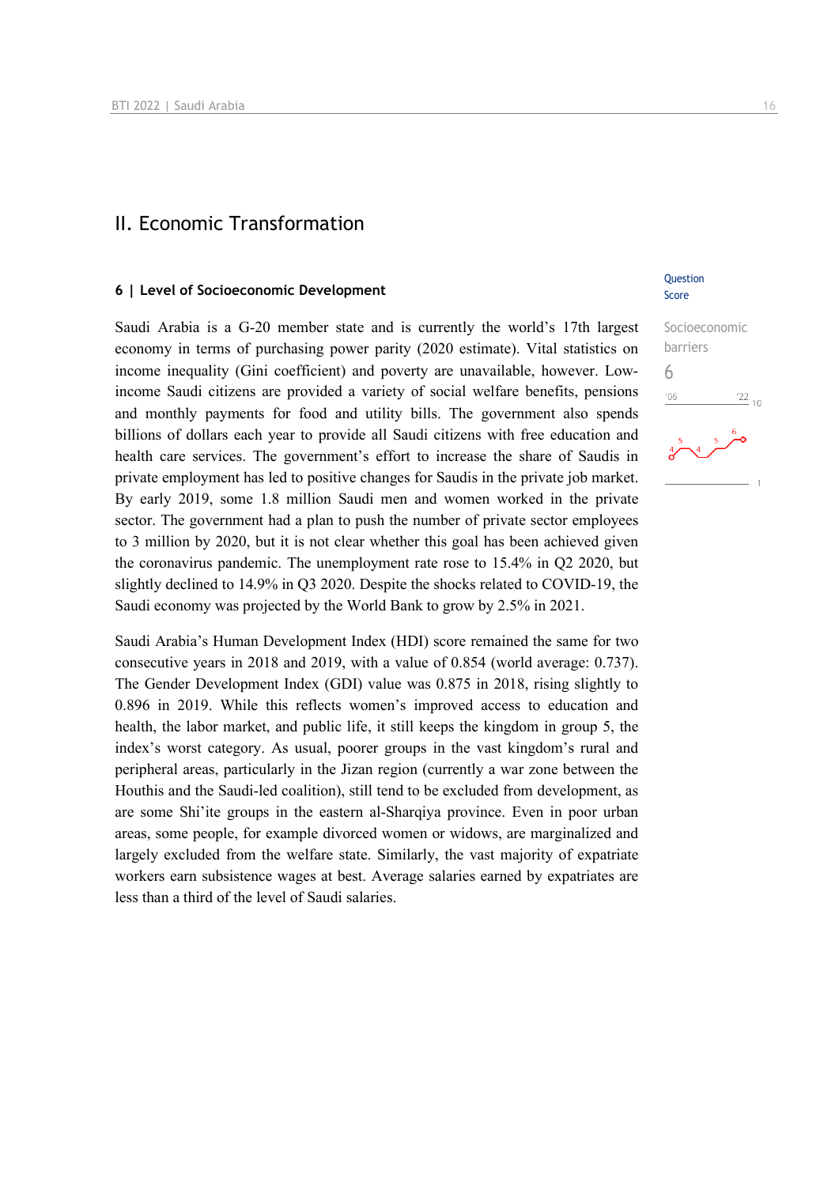## II. Economic Transformation

### 6 | Level of Socioeconomic Development

Question Score

Socioeconomic barriers
6

Saudi Arabia is a G-20 member state and is currently the world's 17th largest economy in terms of purchasing power parity (2020 estimate). Vital statistics on income inequality (Gini coefficient) and poverty are unavailable, however. Low-income Saudi citizens are provided a variety of social welfare benefits, pensions and monthly payments for food and utility bills. The government also spends billions of dollars each year to provide all Saudi citizens with free education and health care services. The government's effort to increase the share of Saudis in private employment has led to positive changes for Saudis in the private job market. By early 2019, some 1.8 million Saudi men and women worked in the private sector. The government had a plan to push the number of private sector employees to 3 million by 2020, but it is not clear whether this goal has been achieved given the coronavirus pandemic. The unemployment rate rose to 15.4% in Q2 2020, but slightly declined to 14.9% in Q3 2020. Despite the shocks related to COVID-19, the Saudi economy was projected by the World Bank to grow by 2.5% in 2021.

Saudi Arabia's Human Development Index (HDI) score remained the same for two consecutive years in 2018 and 2019, with a value of 0.854 (world average: 0.737). The Gender Development Index (GDI) value was 0.875 in 2018, rising slightly to 0.896 in 2019. While this reflects women's improved access to education and health, the labor market, and public life, it still keeps the kingdom in group 5, the index's worst category. As usual, poorer groups in the vast kingdom's rural and peripheral areas, particularly in the Jizan region (currently a war zone between the Houthis and the Saudi-led coalition), still tend to be excluded from development, as are some Shi'ite groups in the eastern al-Sharqiya province. Even in poor urban areas, some people, for example divorced women or widows, are marginalized and largely excluded from the welfare state. Similarly, the vast majority of expatriate workers earn subsistence wages at best. Average salaries earned by expatriates are less than a third of the level of Saudi salaries.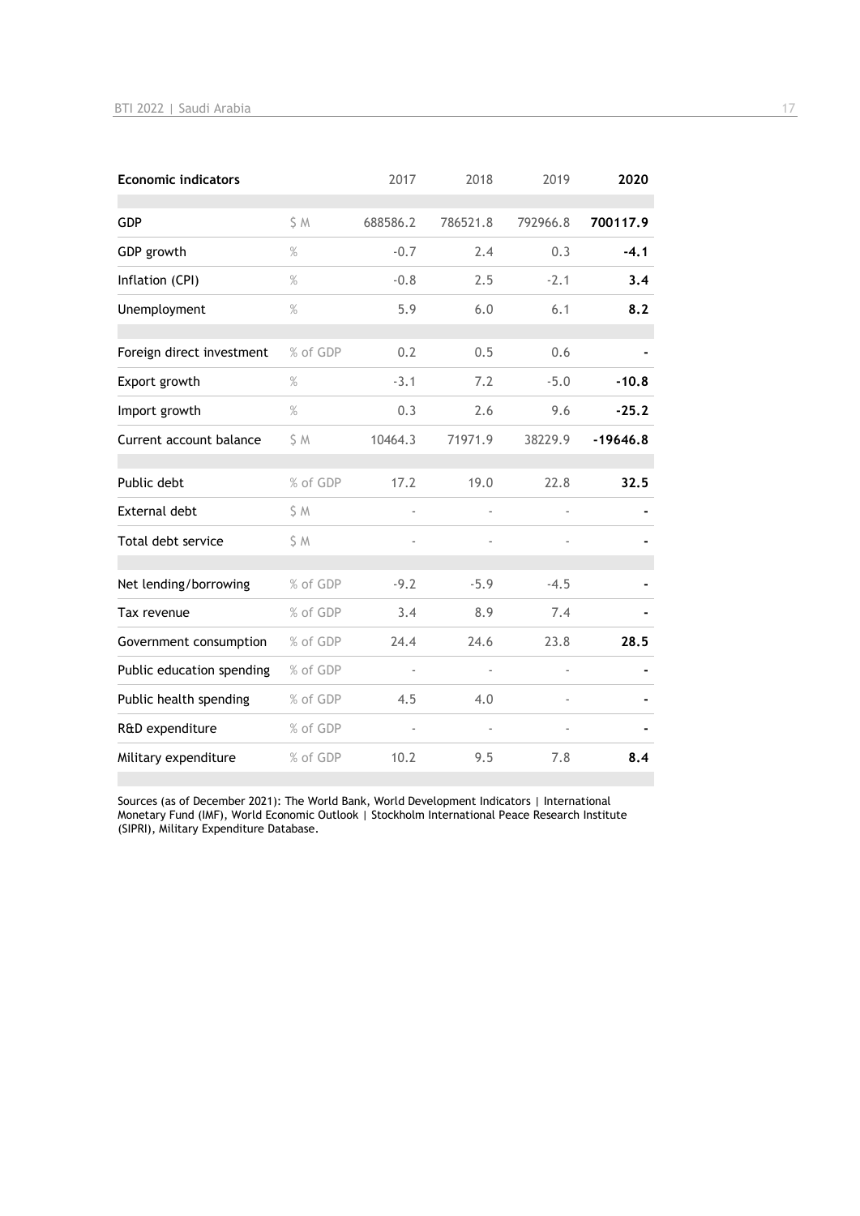| Economic indicators | | 2017 | 2018 | 2019 | **2020** |
|---|---|---|---|---|---|
| GDP | $ M | 688586.2 | 786521.8 | 792966.8 | **700117.9** |
| GDP growth | % | -0.7 | 2.4 | 0.3 | **-4.1** |
| Inflation (CPI) | % | -0.8 | 2.5 | -2.1 | **3.4** |
| Unemployment | % | 5.9 | 6.0 | 6.1 | **8.2** |
| Foreign direct investment | % of GDP | 0.2 | 0.5 | 0.6 | **-** |
| Export growth | % | -3.1 | 7.2 | -5.0 | **-10.8** |
| Import growth | % | 0.3 | 2.6 | 9.6 | **-25.2** |
| Current account balance | $ M | 10464.3 | 71971.9 | 38229.9 | **-19646.8** |
| Public debt | % of GDP | 17.2 | 19.0 | 22.8 | **32.5** |
| External debt | $ M | - | - | - | **-** |
| Total debt service | $ M | - | - | - | **-** |
| Net lending/borrowing | % of GDP | -9.2 | -5.9 | -4.5 | **-** |
| Tax revenue | % of GDP | 3.4 | 8.9 | 7.4 | **-** |
| Government consumption | % of GDP | 24.4 | 24.6 | 23.8 | **28.5** |
| Public education spending | % of GDP | - | - | - | **-** |
| Public health spending | % of GDP | 4.5 | 4.0 | - | **-** |
| R&D expenditure | % of GDP | - | - | - | **-** |
| Military expenditure | % of GDP | 10.2 | 9.5 | 7.8 | **8.4** |

Sources (as of December 2021): The World Bank, World Development Indicators | International Monetary Fund (IMF), World Economic Outlook | Stockholm International Peace Research Institute (SIPRI), Military Expenditure Database.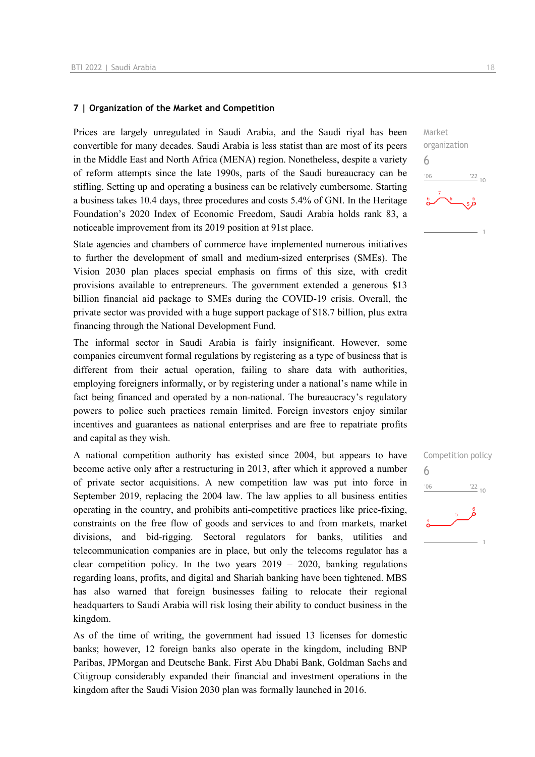## 7 | Organization of the Market and Competition

Market organization
6

Prices are largely unregulated in Saudi Arabia, and the Saudi riyal has been convertible for many decades. Saudi Arabia is less statist than are most of its peers in the Middle East and North Africa (MENA) region. Nonetheless, despite a variety of reform attempts since the late 1990s, parts of the Saudi bureaucracy can be stifling. Setting up and operating a business can be relatively cumbersome. Starting a business takes 10.4 days, three procedures and costs 5.4% of GNI. In the Heritage Foundation's 2020 Index of Economic Freedom, Saudi Arabia holds rank 83, a noticeable improvement from its 2019 position at 91st place.

State agencies and chambers of commerce have implemented numerous initiatives to further the development of small and medium-sized enterprises (SMEs). The Vision 2030 plan places special emphasis on firms of this size, with credit provisions available to entrepreneurs. The government extended a generous $13 billion financial aid package to SMEs during the COVID-19 crisis. Overall, the private sector was provided with a huge support package of $18.7 billion, plus extra financing through the National Development Fund.

The informal sector in Saudi Arabia is fairly insignificant. However, some companies circumvent formal regulations by registering as a type of business that is different from their actual operation, failing to share data with authorities, employing foreigners informally, or by registering under a national's name while in fact being financed and operated by a non-national. The bureaucracy's regulatory powers to police such practices remain limited. Foreign investors enjoy similar incentives and guarantees as national enterprises and are free to repatriate profits and capital as they wish.

Competition policy
6

A national competition authority has existed since 2004, but appears to have become active only after a restructuring in 2013, after which it approved a number of private sector acquisitions. A new competition law was put into force in September 2019, replacing the 2004 law. The law applies to all business entities operating in the country, and prohibits anti-competitive practices like price-fixing, constraints on the free flow of goods and services to and from markets, market divisions, and bid-rigging. Sectoral regulators for banks, utilities and telecommunication companies are in place, but only the telecoms regulator has a clear competition policy. In the two years 2019 – 2020, banking regulations regarding loans, profits, and digital and Shariah banking have been tightened. MBS has also warned that foreign businesses failing to relocate their regional headquarters to Saudi Arabia will risk losing their ability to conduct business in the kingdom.

As of the time of writing, the government had issued 13 licenses for domestic banks; however, 12 foreign banks also operate in the kingdom, including BNP Paribas, JPMorgan and Deutsche Bank. First Abu Dhabi Bank, Goldman Sachs and Citigroup considerably expanded their financial and investment operations in the kingdom after the Saudi Vision 2030 plan was formally launched in 2016.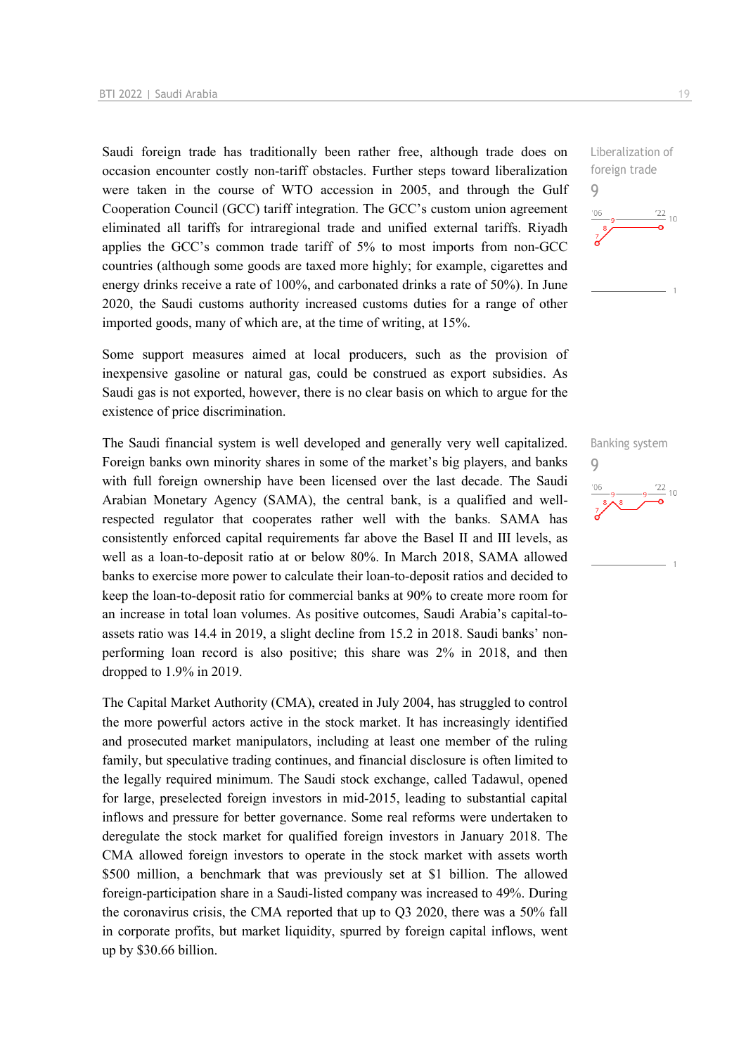Saudi foreign trade has traditionally been rather free, although trade does on occasion encounter costly non-tariff obstacles. Further steps toward liberalization were taken in the course of WTO accession in 2005, and through the Gulf Cooperation Council (GCC) tariff integration. The GCC's custom union agreement eliminated all tariffs for intraregional trade and unified external tariffs. Riyadh applies the GCC's common trade tariff of 5% to most imports from non-GCC countries (although some goods are taxed more highly; for example, cigarettes and energy drinks receive a rate of 100%, and carbonated drinks a rate of 50%). In June 2020, the Saudi customs authority increased customs duties for a range of other imported goods, many of which are, at the time of writing, at 15%.

Liberalization of foreign trade
9

Some support measures aimed at local producers, such as the provision of inexpensive gasoline or natural gas, could be construed as export subsidies. As Saudi gas is not exported, however, there is no clear basis on which to argue for the existence of price discrimination.

The Saudi financial system is well developed and generally very well capitalized. Foreign banks own minority shares in some of the market's big players, and banks with full foreign ownership have been licensed over the last decade. The Saudi Arabian Monetary Agency (SAMA), the central bank, is a qualified and well-respected regulator that cooperates rather well with the banks. SAMA has consistently enforced capital requirements far above the Basel II and III levels, as well as a loan-to-deposit ratio at or below 80%. In March 2018, SAMA allowed banks to exercise more power to calculate their loan-to-deposit ratios and decided to keep the loan-to-deposit ratio for commercial banks at 90% to create more room for an increase in total loan volumes. As positive outcomes, Saudi Arabia's capital-to-assets ratio was 14.4 in 2019, a slight decline from 15.2 in 2018. Saudi banks' non-performing loan record is also positive; this share was 2% in 2018, and then dropped to 1.9% in 2019.

Banking system
9

The Capital Market Authority (CMA), created in July 2004, has struggled to control the more powerful actors active in the stock market. It has increasingly identified and prosecuted market manipulators, including at least one member of the ruling family, but speculative trading continues, and financial disclosure is often limited to the legally required minimum. The Saudi stock exchange, called Tadawul, opened for large, preselected foreign investors in mid-2015, leading to substantial capital inflows and pressure for better governance. Some real reforms were undertaken to deregulate the stock market for qualified foreign investors in January 2018. The CMA allowed foreign investors to operate in the stock market with assets worth $500 million, a benchmark that was previously set at $1 billion. The allowed foreign-participation share in a Saudi-listed company was increased to 49%. During the coronavirus crisis, the CMA reported that up to Q3 2020, there was a 50% fall in corporate profits, but market liquidity, spurred by foreign capital inflows, went up by $30.66 billion.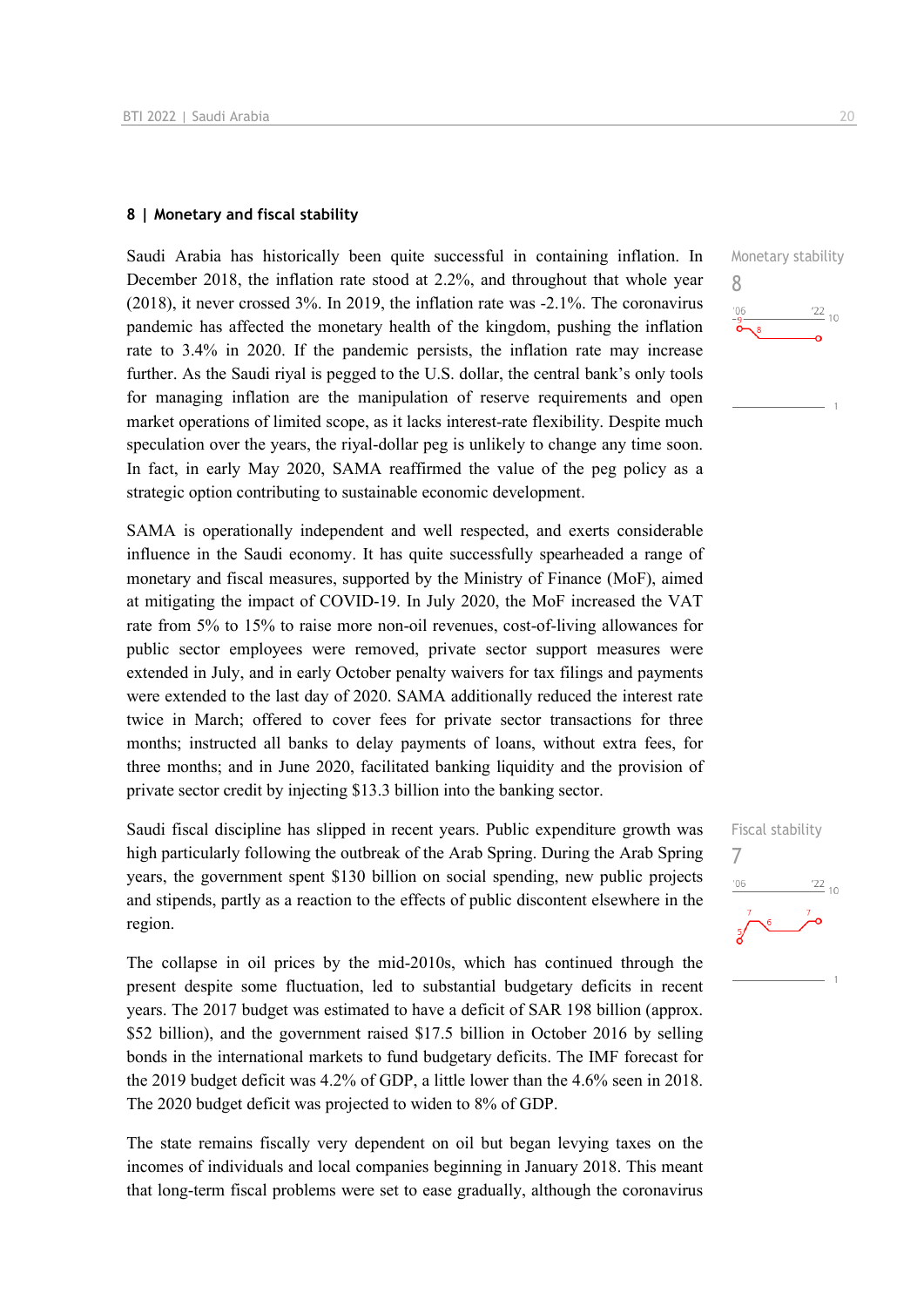## 8 | Monetary and fiscal stability

Saudi Arabia has historically been quite successful in containing inflation. In December 2018, the inflation rate stood at 2.2%, and throughout that whole year (2018), it never crossed 3%. In 2019, the inflation rate was -2.1%. The coronavirus pandemic has affected the monetary health of the kingdom, pushing the inflation rate to 3.4% in 2020. If the pandemic persists, the inflation rate may increase further. As the Saudi riyal is pegged to the U.S. dollar, the central bank's only tools for managing inflation are the manipulation of reserve requirements and open market operations of limited scope, as it lacks interest-rate flexibility. Despite much speculation over the years, the riyal-dollar peg is unlikely to change any time soon. In fact, in early May 2020, SAMA reaffirmed the value of the peg policy as a strategic option contributing to sustainable economic development.

Monetary stability
8

SAMA is operationally independent and well respected, and exerts considerable influence in the Saudi economy. It has quite successfully spearheaded a range of monetary and fiscal measures, supported by the Ministry of Finance (MoF), aimed at mitigating the impact of COVID-19. In July 2020, the MoF increased the VAT rate from 5% to 15% to raise more non-oil revenues, cost-of-living allowances for public sector employees were removed, private sector support measures were extended in July, and in early October penalty waivers for tax filings and payments were extended to the last day of 2020. SAMA additionally reduced the interest rate twice in March; offered to cover fees for private sector transactions for three months; instructed all banks to delay payments of loans, without extra fees, for three months; and in June 2020, facilitated banking liquidity and the provision of private sector credit by injecting $13.3 billion into the banking sector.

Saudi fiscal discipline has slipped in recent years. Public expenditure growth was high particularly following the outbreak of the Arab Spring. During the Arab Spring years, the government spent $130 billion on social spending, new public projects and stipends, partly as a reaction to the effects of public discontent elsewhere in the region.

Fiscal stability
7

The collapse in oil prices by the mid-2010s, which has continued through the present despite some fluctuation, led to substantial budgetary deficits in recent years. The 2017 budget was estimated to have a deficit of SAR 198 billion (approx. $52 billion), and the government raised $17.5 billion in October 2016 by selling bonds in the international markets to fund budgetary deficits. The IMF forecast for the 2019 budget deficit was 4.2% of GDP, a little lower than the 4.6% seen in 2018. The 2020 budget deficit was projected to widen to 8% of GDP.

The state remains fiscally very dependent on oil but began levying taxes on the incomes of individuals and local companies beginning in January 2018. This meant that long-term fiscal problems were set to ease gradually, although the coronavirus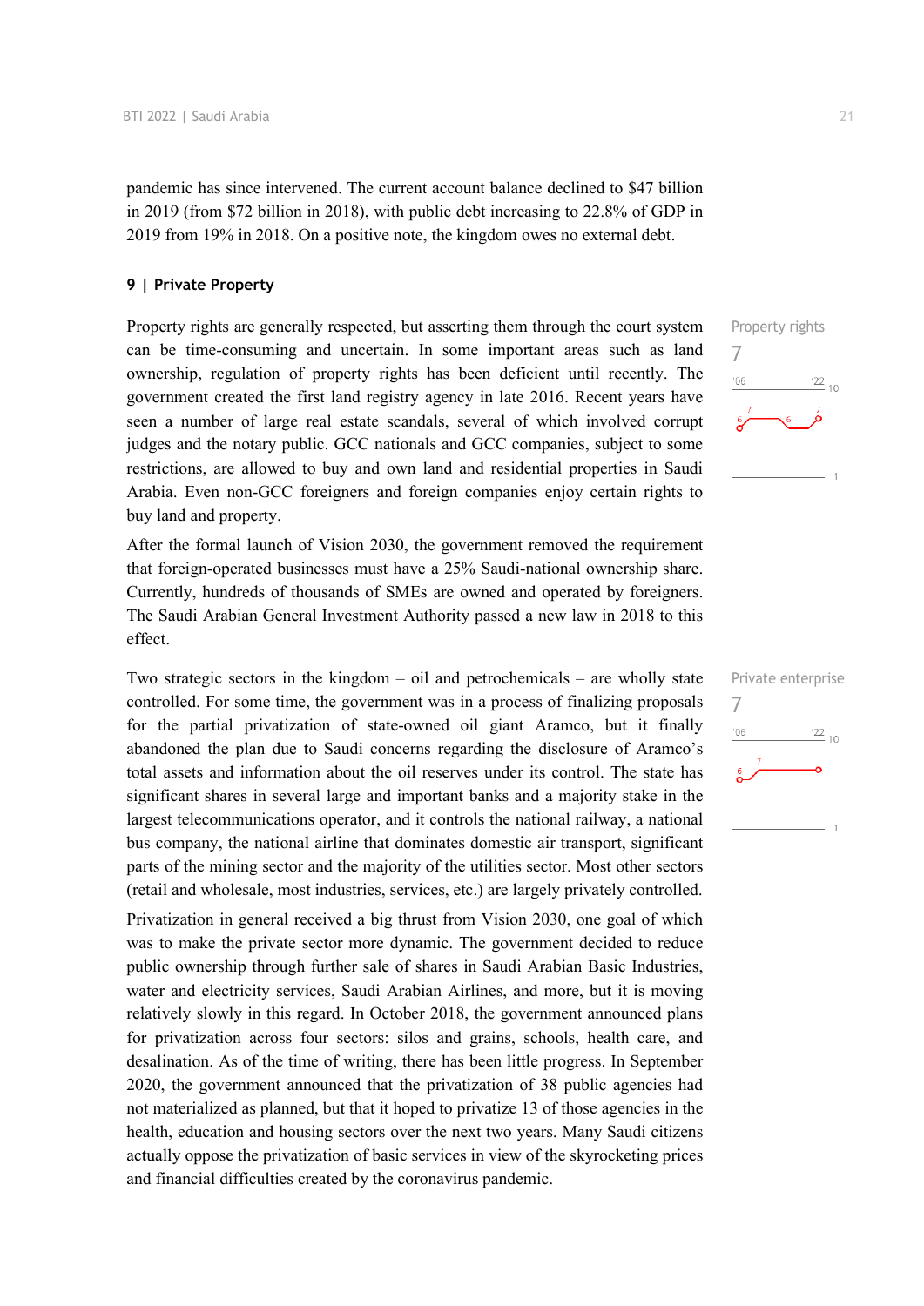pandemic has since intervened. The current account balance declined to $47 billion in 2019 (from $72 billion in 2018), with public debt increasing to 22.8% of GDP in 2019 from 19% in 2018. On a positive note, the kingdom owes no external debt.

## 9 | Private Property

Property rights
7

Property rights are generally respected, but asserting them through the court system can be time-consuming and uncertain. In some important areas such as land ownership, regulation of property rights has been deficient until recently. The government created the first land registry agency in late 2016. Recent years have seen a number of large real estate scandals, several of which involved corrupt judges and the notary public. GCC nationals and GCC companies, subject to some restrictions, are allowed to buy and own land and residential properties in Saudi Arabia. Even non-GCC foreigners and foreign companies enjoy certain rights to buy land and property.

After the formal launch of Vision 2030, the government removed the requirement that foreign-operated businesses must have a 25% Saudi-national ownership share. Currently, hundreds of thousands of SMEs are owned and operated by foreigners. The Saudi Arabian General Investment Authority passed a new law in 2018 to this effect.

Private enterprise
7

Two strategic sectors in the kingdom – oil and petrochemicals – are wholly state controlled. For some time, the government was in a process of finalizing proposals for the partial privatization of state-owned oil giant Aramco, but it finally abandoned the plan due to Saudi concerns regarding the disclosure of Aramco's total assets and information about the oil reserves under its control. The state has significant shares in several large and important banks and a majority stake in the largest telecommunications operator, and it controls the national railway, a national bus company, the national airline that dominates domestic air transport, significant parts of the mining sector and the majority of the utilities sector. Most other sectors (retail and wholesale, most industries, services, etc.) are largely privately controlled.

Privatization in general received a big thrust from Vision 2030, one goal of which was to make the private sector more dynamic. The government decided to reduce public ownership through further sale of shares in Saudi Arabian Basic Industries, water and electricity services, Saudi Arabian Airlines, and more, but it is moving relatively slowly in this regard. In October 2018, the government announced plans for privatization across four sectors: silos and grains, schools, health care, and desalination. As of the time of writing, there has been little progress. In September 2020, the government announced that the privatization of 38 public agencies had not materialized as planned, but that it hoped to privatize 13 of those agencies in the health, education and housing sectors over the next two years. Many Saudi citizens actually oppose the privatization of basic services in view of the skyrocketing prices and financial difficulties created by the coronavirus pandemic.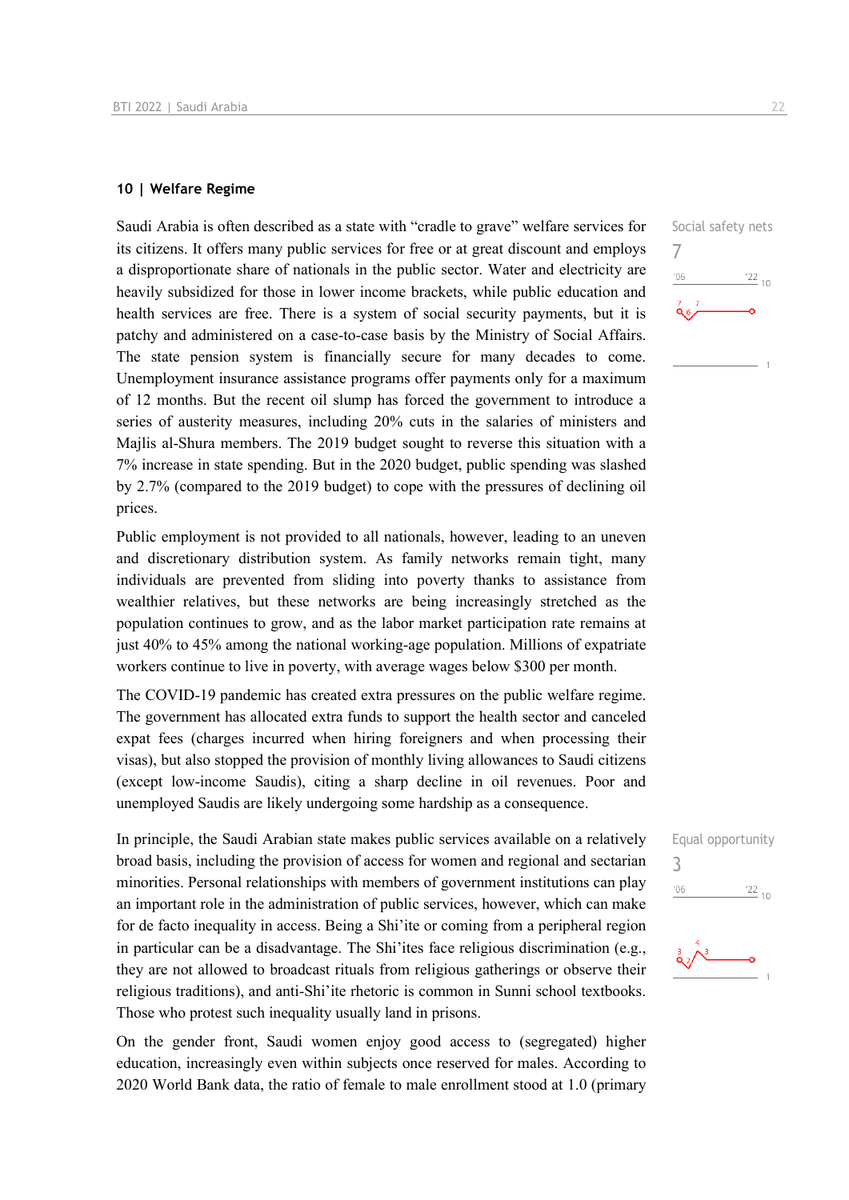## 10 | Welfare Regime

Saudi Arabia is often described as a state with “cradle to grave” welfare services for its citizens. It offers many public services for free or at great discount and employs a disproportionate share of nationals in the public sector. Water and electricity are heavily subsidized for those in lower income brackets, while public education and health services are free. There is a system of social security payments, but it is patchy and administered on a case-to-case basis by the Ministry of Social Affairs. The state pension system is financially secure for many decades to come. Unemployment insurance assistance programs offer payments only for a maximum of 12 months. But the recent oil slump has forced the government to introduce a series of austerity measures, including 20% cuts in the salaries of ministers and Majlis al-Shura members. The 2019 budget sought to reverse this situation with a 7% increase in state spending. But in the 2020 budget, public spending was slashed by 2.7% (compared to the 2019 budget) to cope with the pressures of declining oil prices.

Social safety nets
7

Public employment is not provided to all nationals, however, leading to an uneven and discretionary distribution system. As family networks remain tight, many individuals are prevented from sliding into poverty thanks to assistance from wealthier relatives, but these networks are being increasingly stretched as the population continues to grow, and as the labor market participation rate remains at just 40% to 45% among the national working-age population. Millions of expatriate workers continue to live in poverty, with average wages below $300 per month.

The COVID-19 pandemic has created extra pressures on the public welfare regime. The government has allocated extra funds to support the health sector and canceled expat fees (charges incurred when hiring foreigners and when processing their visas), but also stopped the provision of monthly living allowances to Saudi citizens (except low-income Saudis), citing a sharp decline in oil revenues. Poor and unemployed Saudis are likely undergoing some hardship as a consequence.

In principle, the Saudi Arabian state makes public services available on a relatively broad basis, including the provision of access for women and regional and sectarian minorities. Personal relationships with members of government institutions can play an important role in the administration of public services, however, which can make for de facto inequality in access. Being a Shi’ite or coming from a peripheral region in particular can be a disadvantage. The Shi’ites face religious discrimination (e.g., they are not allowed to broadcast rituals from religious gatherings or observe their religious traditions), and anti-Shi’ite rhetoric is common in Sunni school textbooks. Those who protest such inequality usually land in prisons.

Equal opportunity
3

On the gender front, Saudi women enjoy good access to (segregated) higher education, increasingly even within subjects once reserved for males. According to 2020 World Bank data, the ratio of female to male enrollment stood at 1.0 (primary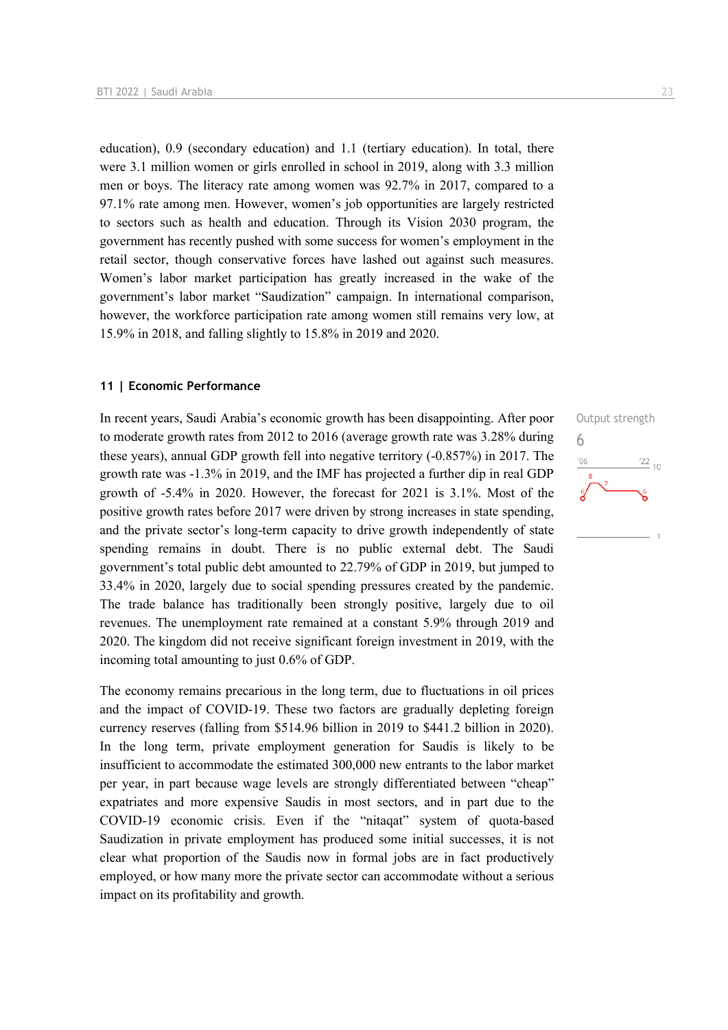education), 0.9 (secondary education) and 1.1 (tertiary education). In total, there were 3.1 million women or girls enrolled in school in 2019, along with 3.3 million men or boys. The literacy rate among women was 92.7% in 2017, compared to a 97.1% rate among men. However, women's job opportunities are largely restricted to sectors such as health and education. Through its Vision 2030 program, the government has recently pushed with some success for women's employment in the retail sector, though conservative forces have lashed out against such measures. Women's labor market participation has greatly increased in the wake of the government's labor market "Saudization" campaign. In international comparison, however, the workforce participation rate among women still remains very low, at 15.9% in 2018, and falling slightly to 15.8% in 2019 and 2020.

### 11 | Economic Performance

Output strength
6

In recent years, Saudi Arabia's economic growth has been disappointing. After poor to moderate growth rates from 2012 to 2016 (average growth rate was 3.28% during these years), annual GDP growth fell into negative territory (-0.857%) in 2017. The growth rate was -1.3% in 2019, and the IMF has projected a further dip in real GDP growth of -5.4% in 2020. However, the forecast for 2021 is 3.1%. Most of the positive growth rates before 2017 were driven by strong increases in state spending, and the private sector's long-term capacity to drive growth independently of state spending remains in doubt. There is no public external debt. The Saudi government's total public debt amounted to 22.79% of GDP in 2019, but jumped to 33.4% in 2020, largely due to social spending pressures created by the pandemic. The trade balance has traditionally been strongly positive, largely due to oil revenues. The unemployment rate remained at a constant 5.9% through 2019 and 2020. The kingdom did not receive significant foreign investment in 2019, with the incoming total amounting to just 0.6% of GDP.

The economy remains precarious in the long term, due to fluctuations in oil prices and the impact of COVID-19. These two factors are gradually depleting foreign currency reserves (falling from $514.96 billion in 2019 to $441.2 billion in 2020). In the long term, private employment generation for Saudis is likely to be insufficient to accommodate the estimated 300,000 new entrants to the labor market per year, in part because wage levels are strongly differentiated between "cheap" expatriates and more expensive Saudis in most sectors, and in part due to the COVID-19 economic crisis. Even if the "nitaqat" system of quota-based Saudization in private employment has produced some initial successes, it is not clear what proportion of the Saudis now in formal jobs are in fact productively employed, or how many more the private sector can accommodate without a serious impact on its profitability and growth.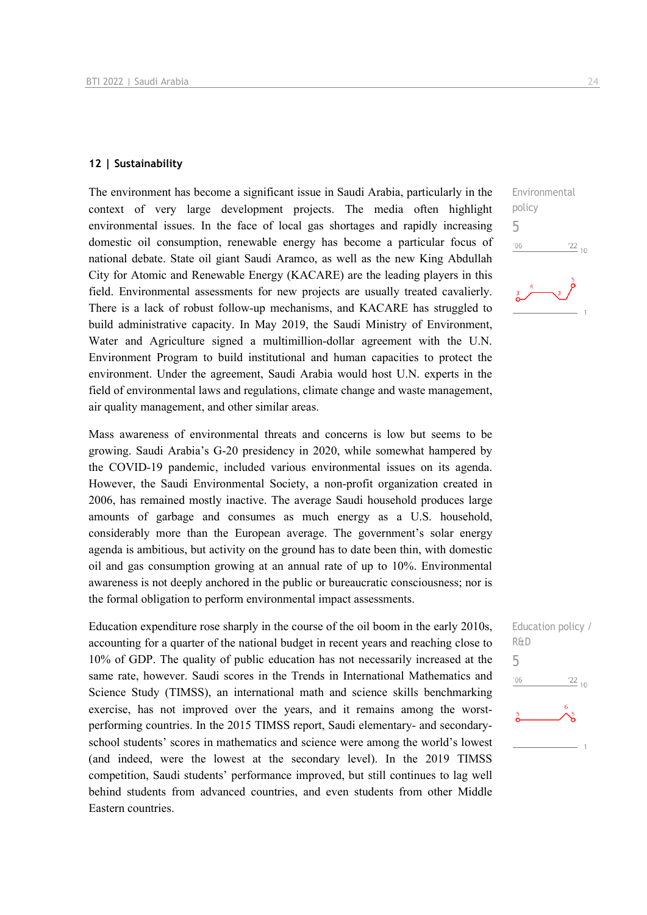## 12 | Sustainability

The environment has become a significant issue in Saudi Arabia, particularly in the context of very large development projects. The media often highlight environmental issues. In the face of local gas shortages and rapidly increasing domestic oil consumption, renewable energy has become a particular focus of national debate. State oil giant Saudi Aramco, as well as the new King Abdullah City for Atomic and Renewable Energy (KACARE) are the leading players in this field. Environmental assessments for new projects are usually treated cavalierly. There is a lack of robust follow-up mechanisms, and KACARE has struggled to build administrative capacity. In May 2019, the Saudi Ministry of Environment, Water and Agriculture signed a multimillion-dollar agreement with the U.N. Environment Program to build institutional and human capacities to protect the environment. Under the agreement, Saudi Arabia would host U.N. experts in the field of environmental laws and regulations, climate change and waste management, air quality management, and other similar areas.

Environmental policy
5

Mass awareness of environmental threats and concerns is low but seems to be growing. Saudi Arabia's G-20 presidency in 2020, while somewhat hampered by the COVID-19 pandemic, included various environmental issues on its agenda. However, the Saudi Environmental Society, a non-profit organization created in 2006, has remained mostly inactive. The average Saudi household produces large amounts of garbage and consumes as much energy as a U.S. household, considerably more than the European average. The government's solar energy agenda is ambitious, but activity on the ground has to date been thin, with domestic oil and gas consumption growing at an annual rate of up to 10%. Environmental awareness is not deeply anchored in the public or bureaucratic consciousness; nor is the formal obligation to perform environmental impact assessments.

Education expenditure rose sharply in the course of the oil boom in the early 2010s, accounting for a quarter of the national budget in recent years and reaching close to 10% of GDP. The quality of public education has not necessarily increased at the same rate, however. Saudi scores in the Trends in International Mathematics and Science Study (TIMSS), an international math and science skills benchmarking exercise, has not improved over the years, and it remains among the worst-performing countries. In the 2015 TIMSS report, Saudi elementary- and secondary-school students' scores in mathematics and science were among the world's lowest (and indeed, were the lowest at the secondary level). In the 2019 TIMSS competition, Saudi students' performance improved, but still continues to lag well behind students from advanced countries, and even students from other Middle Eastern countries.

Education policy / R&D
5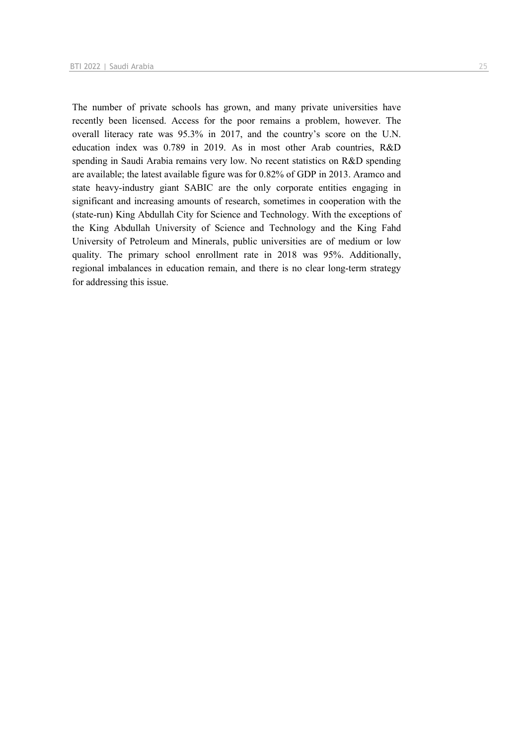The number of private schools has grown, and many private universities have recently been licensed. Access for the poor remains a problem, however. The overall literacy rate was 95.3% in 2017, and the country's score on the U.N. education index was 0.789 in 2019. As in most other Arab countries, R&D spending in Saudi Arabia remains very low. No recent statistics on R&D spending are available; the latest available figure was for 0.82% of GDP in 2013. Aramco and state heavy-industry giant SABIC are the only corporate entities engaging in significant and increasing amounts of research, sometimes in cooperation with the (state-run) King Abdullah City for Science and Technology. With the exceptions of the King Abdullah University of Science and Technology and the King Fahd University of Petroleum and Minerals, public universities are of medium or low quality. The primary school enrollment rate in 2018 was 95%. Additionally, regional imbalances in education remain, and there is no clear long-term strategy for addressing this issue.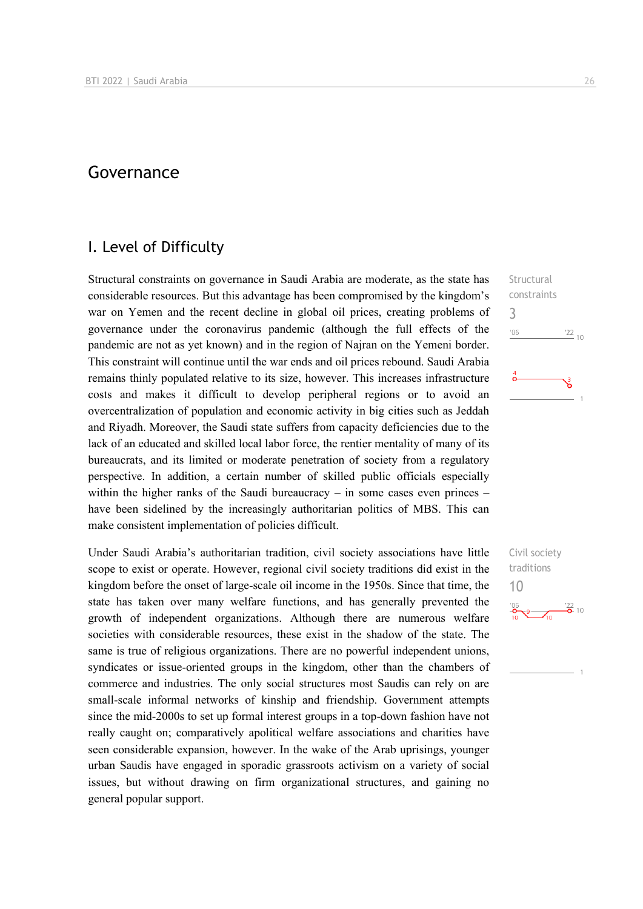# Governance

## I. Level of Difficulty

Structural constraints on governance in Saudi Arabia are moderate, as the state has considerable resources. But this advantage has been compromised by the kingdom's war on Yemen and the recent decline in global oil prices, creating problems of governance under the coronavirus pandemic (although the full effects of the pandemic are not as yet known) and in the region of Najran on the Yemeni border. This constraint will continue until the war ends and oil prices rebound. Saudi Arabia remains thinly populated relative to its size, however. This increases infrastructure costs and makes it difficult to develop peripheral regions or to avoid an overcentralization of population and economic activity in big cities such as Jeddah and Riyadh. Moreover, the Saudi state suffers from capacity deficiencies due to the lack of an educated and skilled local labor force, the rentier mentality of many of its bureaucrats, and its limited or moderate penetration of society from a regulatory perspective. In addition, a certain number of skilled public officials especially within the higher ranks of the Saudi bureaucracy – in some cases even princes – have been sidelined by the increasingly authoritarian politics of MBS. This can make consistent implementation of policies difficult.

Structural constraints
3

Under Saudi Arabia's authoritarian tradition, civil society associations have little scope to exist or operate. However, regional civil society traditions did exist in the kingdom before the onset of large-scale oil income in the 1950s. Since that time, the state has taken over many welfare functions, and has generally prevented the growth of independent organizations. Although there are numerous welfare societies with considerable resources, these exist in the shadow of the state. The same is true of religious organizations. There are no powerful independent unions, syndicates or issue-oriented groups in the kingdom, other than the chambers of commerce and industries. The only social structures most Saudis can rely on are small-scale informal networks of kinship and friendship. Government attempts since the mid-2000s to set up formal interest groups in a top-down fashion have not really caught on; comparatively apolitical associations and charities have seen considerable expansion, however. In the wake of the Arab uprisings, younger urban Saudis have engaged in sporadic grassroots activism on a variety of social issues, but without drawing on firm organizational structures, and gaining no general popular support.

Civil society traditions
10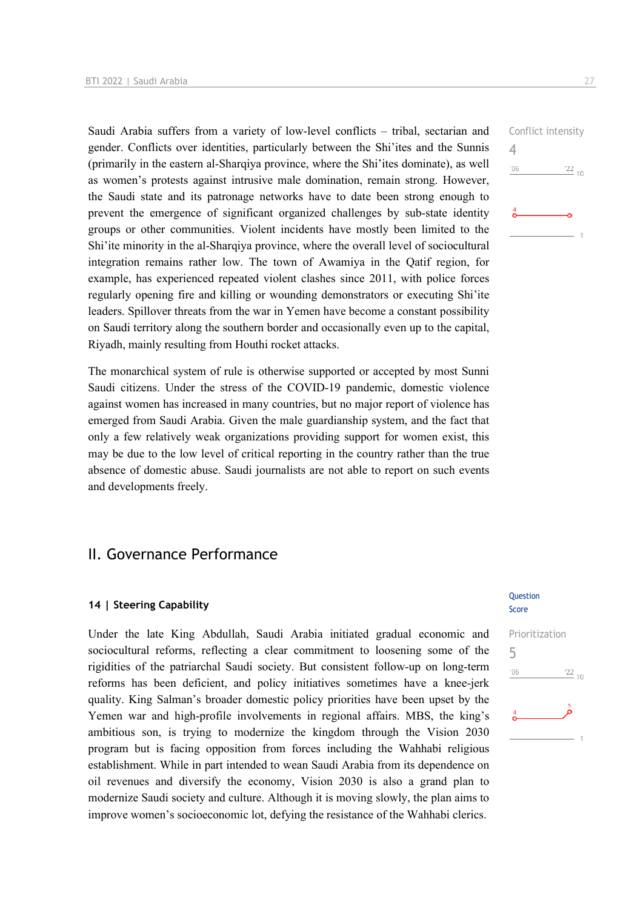Saudi Arabia suffers from a variety of low-level conflicts – tribal, sectarian and gender. Conflicts over identities, particularly between the Shi'ites and the Sunnis (primarily in the eastern al-Sharqiya province, where the Shi'ites dominate), as well as women's protests against intrusive male domination, remain strong. However, the Saudi state and its patronage networks have to date been strong enough to prevent the emergence of significant organized challenges by sub-state identity groups or other communities. Violent incidents have mostly been limited to the Shi'ite minority in the al-Sharqiya province, where the overall level of sociocultural integration remains rather low. The town of Awamiya in the Qatif region, for example, has experienced repeated violent clashes since 2011, with police forces regularly opening fire and killing or wounding demonstrators or executing Shi'ite leaders. Spillover threats from the war in Yemen have become a constant possibility on Saudi territory along the southern border and occasionally even up to the capital, Riyadh, mainly resulting from Houthi rocket attacks.

Conflict intensity
4

The monarchical system of rule is otherwise supported or accepted by most Sunni Saudi citizens. Under the stress of the COVID-19 pandemic, domestic violence against women has increased in many countries, but no major report of violence has emerged from Saudi Arabia. Given the male guardianship system, and the fact that only a few relatively weak organizations providing support for women exist, this may be due to the low level of critical reporting in the country rather than the true absence of domestic abuse. Saudi journalists are not able to report on such events and developments freely.

## II. Governance Performance

### 14 | Steering Capability

Question Score

Under the late King Abdullah, Saudi Arabia initiated gradual economic and sociocultural reforms, reflecting a clear commitment to loosening some of the rigidities of the patriarchal Saudi society. But consistent follow-up on long-term reforms has been deficient, and policy initiatives sometimes have a knee-jerk quality. King Salman's broader domestic policy priorities have been upset by the Yemen war and high-profile involvements in regional affairs. MBS, the king's ambitious son, is trying to modernize the kingdom through the Vision 2030 program but is facing opposition from forces including the Wahhabi religious establishment. While in part intended to wean Saudi Arabia from its dependence on oil revenues and diversify the economy, Vision 2030 is also a grand plan to modernize Saudi society and culture. Although it is moving slowly, the plan aims to improve women's socioeconomic lot, defying the resistance of the Wahhabi clerics.

Prioritization
5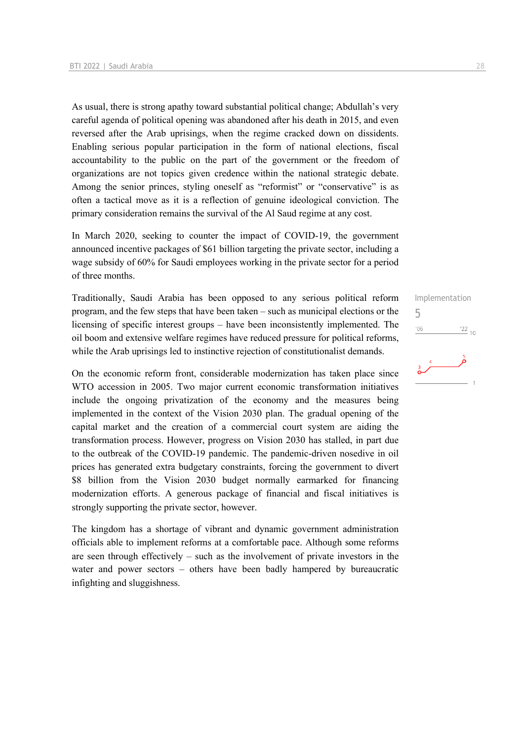As usual, there is strong apathy toward substantial political change; Abdullah's very careful agenda of political opening was abandoned after his death in 2015, and even reversed after the Arab uprisings, when the regime cracked down on dissidents. Enabling serious popular participation in the form of national elections, fiscal accountability to the public on the part of the government or the freedom of organizations are not topics given credence within the national strategic debate. Among the senior princes, styling oneself as "reformist" or "conservative" is as often a tactical move as it is a reflection of genuine ideological conviction. The primary consideration remains the survival of the Al Saud regime at any cost.

In March 2020, seeking to counter the impact of COVID-19, the government announced incentive packages of $61 billion targeting the private sector, including a wage subsidy of 60% for Saudi employees working in the private sector for a period of three months.

Implementation
5

Traditionally, Saudi Arabia has been opposed to any serious political reform program, and the few steps that have been taken – such as municipal elections or the licensing of specific interest groups – have been inconsistently implemented. The oil boom and extensive welfare regimes have reduced pressure for political reforms, while the Arab uprisings led to instinctive rejection of constitutionalist demands.

On the economic reform front, considerable modernization has taken place since WTO accession in 2005. Two major current economic transformation initiatives include the ongoing privatization of the economy and the measures being implemented in the context of the Vision 2030 plan. The gradual opening of the capital market and the creation of a commercial court system are aiding the transformation process. However, progress on Vision 2030 has stalled, in part due to the outbreak of the COVID-19 pandemic. The pandemic-driven nosedive in oil prices has generated extra budgetary constraints, forcing the government to divert $8 billion from the Vision 2030 budget normally earmarked for financing modernization efforts. A generous package of financial and fiscal initiatives is strongly supporting the private sector, however.

The kingdom has a shortage of vibrant and dynamic government administration officials able to implement reforms at a comfortable pace. Although some reforms are seen through effectively – such as the involvement of private investors in the water and power sectors – others have been badly hampered by bureaucratic infighting and sluggishness.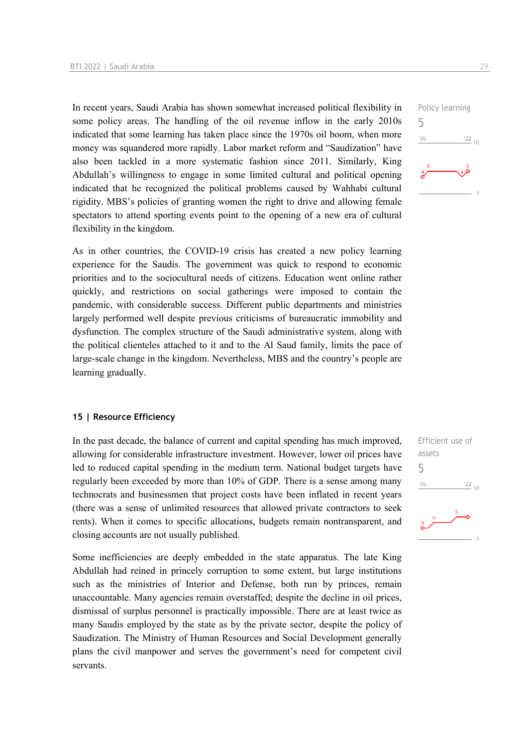In recent years, Saudi Arabia has shown somewhat increased political flexibility in some policy areas. The handling of the oil revenue inflow in the early 2010s indicated that some learning has taken place since the 1970s oil boom, when more money was squandered more rapidly. Labor market reform and "Saudization" have also been tackled in a more systematic fashion since 2011. Similarly, King Abdullah's willingness to engage in some limited cultural and political opening indicated that he recognized the political problems caused by Wahhabi cultural rigidity. MBS's policies of granting women the right to drive and allowing female spectators to attend sporting events point to the opening of a new era of cultural flexibility in the kingdom.

Policy learning
5

As in other countries, the COVID-19 crisis has created a new policy learning experience for the Saudis. The government was quick to respond to economic priorities and to the sociocultural needs of citizens. Education went online rather quickly, and restrictions on social gatherings were imposed to contain the pandemic, with considerable success. Different public departments and ministries largely performed well despite previous criticisms of bureaucratic immobility and dysfunction. The complex structure of the Saudi administrative system, along with the political clienteles attached to it and to the Al Saud family, limits the pace of large-scale change in the kingdom. Nevertheless, MBS and the country's people are learning gradually.

### 15 | Resource Efficiency

In the past decade, the balance of current and capital spending has much improved, allowing for considerable infrastructure investment. However, lower oil prices have led to reduced capital spending in the medium term. National budget targets have regularly been exceeded by more than 10% of GDP. There is a sense among many technocrats and businessmen that project costs have been inflated in recent years (there was a sense of unlimited resources that allowed private contractors to seek rents). When it comes to specific allocations, budgets remain nontransparent, and closing accounts are not usually published.

Efficient use of assets
5

Some inefficiencies are deeply embedded in the state apparatus. The late King Abdullah had reined in princely corruption to some extent, but large institutions such as the ministries of Interior and Defense, both run by princes, remain unaccountable. Many agencies remain overstaffed; despite the decline in oil prices, dismissal of surplus personnel is practically impossible. There are at least twice as many Saudis employed by the state as by the private sector, despite the policy of Saudization. The Ministry of Human Resources and Social Development generally plans the civil manpower and serves the government's need for competent civil servants.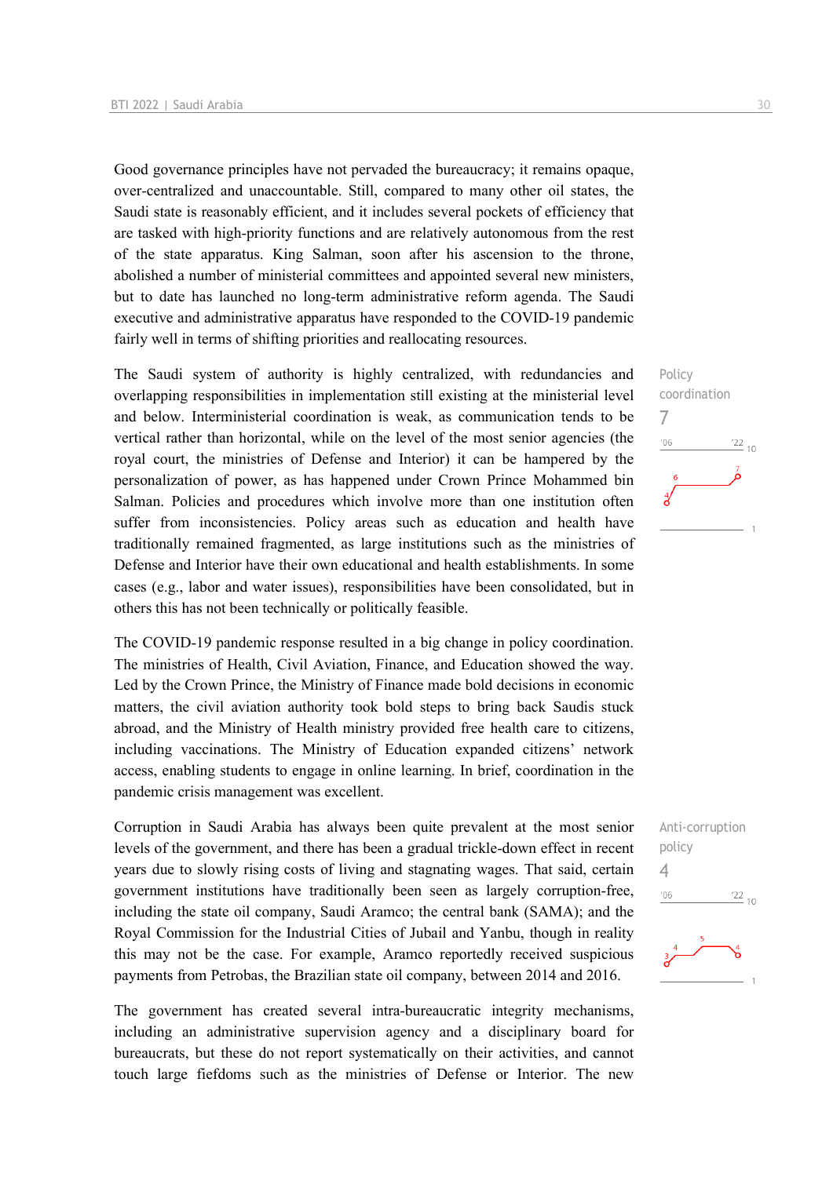Good governance principles have not pervaded the bureaucracy; it remains opaque, over-centralized and unaccountable. Still, compared to many other oil states, the Saudi state is reasonably efficient, and it includes several pockets of efficiency that are tasked with high-priority functions and are relatively autonomous from the rest of the state apparatus. King Salman, soon after his ascension to the throne, abolished a number of ministerial committees and appointed several new ministers, but to date has launched no long-term administrative reform agenda. The Saudi executive and administrative apparatus have responded to the COVID-19 pandemic fairly well in terms of shifting priorities and reallocating resources.

Policy coordination
7

The Saudi system of authority is highly centralized, with redundancies and overlapping responsibilities in implementation still existing at the ministerial level and below. Interministerial coordination is weak, as communication tends to be vertical rather than horizontal, while on the level of the most senior agencies (the royal court, the ministries of Defense and Interior) it can be hampered by the personalization of power, as has happened under Crown Prince Mohammed bin Salman. Policies and procedures which involve more than one institution often suffer from inconsistencies. Policy areas such as education and health have traditionally remained fragmented, as large institutions such as the ministries of Defense and Interior have their own educational and health establishments. In some cases (e.g., labor and water issues), responsibilities have been consolidated, but in others this has not been technically or politically feasible.

The COVID-19 pandemic response resulted in a big change in policy coordination. The ministries of Health, Civil Aviation, Finance, and Education showed the way. Led by the Crown Prince, the Ministry of Finance made bold decisions in economic matters, the civil aviation authority took bold steps to bring back Saudis stuck abroad, and the Ministry of Health ministry provided free health care to citizens, including vaccinations. The Ministry of Education expanded citizens' network access, enabling students to engage in online learning. In brief, coordination in the pandemic crisis management was excellent.

Anti-corruption policy
4

Corruption in Saudi Arabia has always been quite prevalent at the most senior levels of the government, and there has been a gradual trickle-down effect in recent years due to slowly rising costs of living and stagnating wages. That said, certain government institutions have traditionally been seen as largely corruption-free, including the state oil company, Saudi Aramco; the central bank (SAMA); and the Royal Commission for the Industrial Cities of Jubail and Yanbu, though in reality this may not be the case. For example, Aramco reportedly received suspicious payments from Petrobas, the Brazilian state oil company, between 2014 and 2016.

The government has created several intra-bureaucratic integrity mechanisms, including an administrative supervision agency and a disciplinary board for bureaucrats, but these do not report systematically on their activities, and cannot touch large fiefdoms such as the ministries of Defense or Interior. The new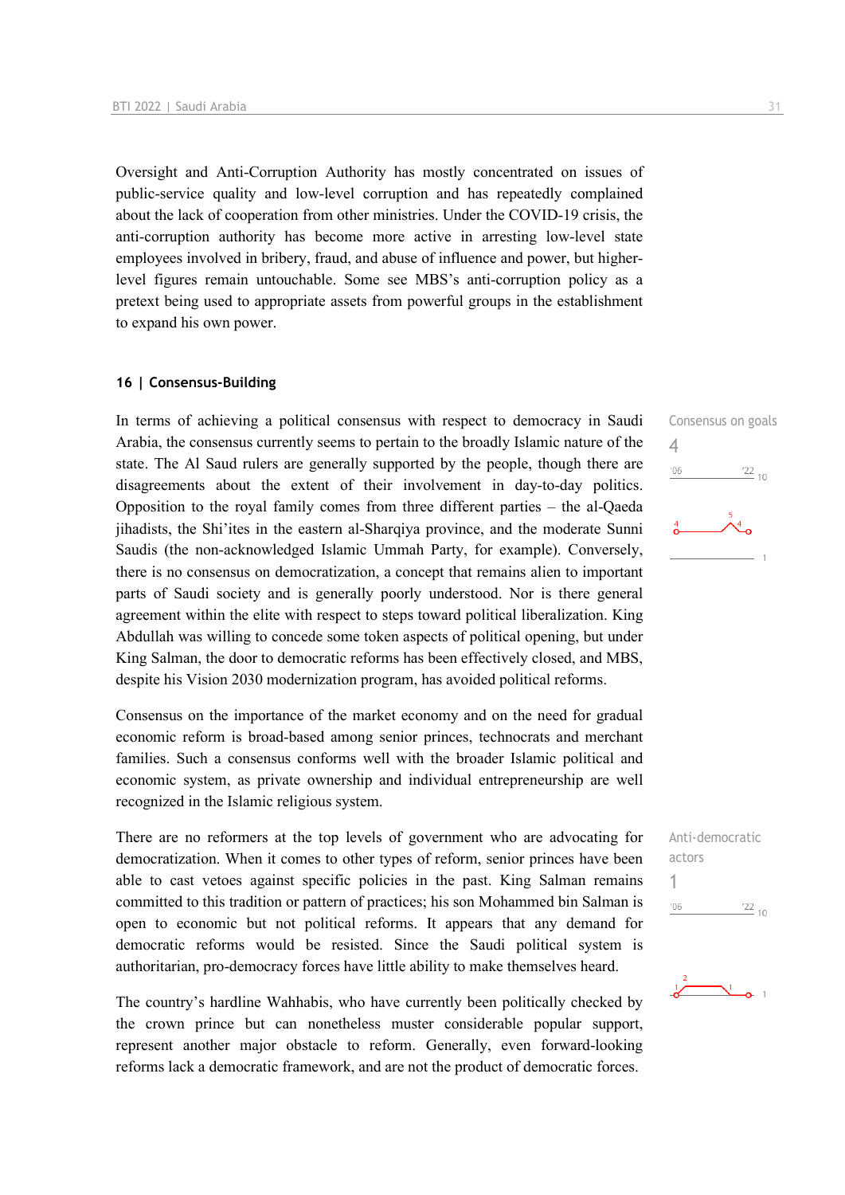Oversight and Anti-Corruption Authority has mostly concentrated on issues of public-service quality and low-level corruption and has repeatedly complained about the lack of cooperation from other ministries. Under the COVID-19 crisis, the anti-corruption authority has become more active in arresting low-level state employees involved in bribery, fraud, and abuse of influence and power, but higher-level figures remain untouchable. Some see MBS's anti-corruption policy as a pretext being used to appropriate assets from powerful groups in the establishment to expand his own power.

### 16 | Consensus-Building

Consensus on goals
4

In terms of achieving a political consensus with respect to democracy in Saudi Arabia, the consensus currently seems to pertain to the broadly Islamic nature of the state. The Al Saud rulers are generally supported by the people, though there are disagreements about the extent of their involvement in day-to-day politics. Opposition to the royal family comes from three different parties – the al-Qaeda jihadists, the Shi'ites in the eastern al-Sharqiya province, and the moderate Sunni Saudis (the non-acknowledged Islamic Ummah Party, for example). Conversely, there is no consensus on democratization, a concept that remains alien to important parts of Saudi society and is generally poorly understood. Nor is there general agreement within the elite with respect to steps toward political liberalization. King Abdullah was willing to concede some token aspects of political opening, but under King Salman, the door to democratic reforms has been effectively closed, and MBS, despite his Vision 2030 modernization program, has avoided political reforms.

Consensus on the importance of the market economy and on the need for gradual economic reform is broad-based among senior princes, technocrats and merchant families. Such a consensus conforms well with the broader Islamic political and economic system, as private ownership and individual entrepreneurship are well recognized in the Islamic religious system.

Anti-democratic actors
1

There are no reformers at the top levels of government who are advocating for democratization. When it comes to other types of reform, senior princes have been able to cast vetoes against specific policies in the past. King Salman remains committed to this tradition or pattern of practices; his son Mohammed bin Salman is open to economic but not political reforms. It appears that any demand for democratic reforms would be resisted. Since the Saudi political system is authoritarian, pro-democracy forces have little ability to make themselves heard.

The country's hardline Wahhabis, who have currently been politically checked by the crown prince but can nonetheless muster considerable popular support, represent another major obstacle to reform. Generally, even forward-looking reforms lack a democratic framework, and are not the product of democratic forces.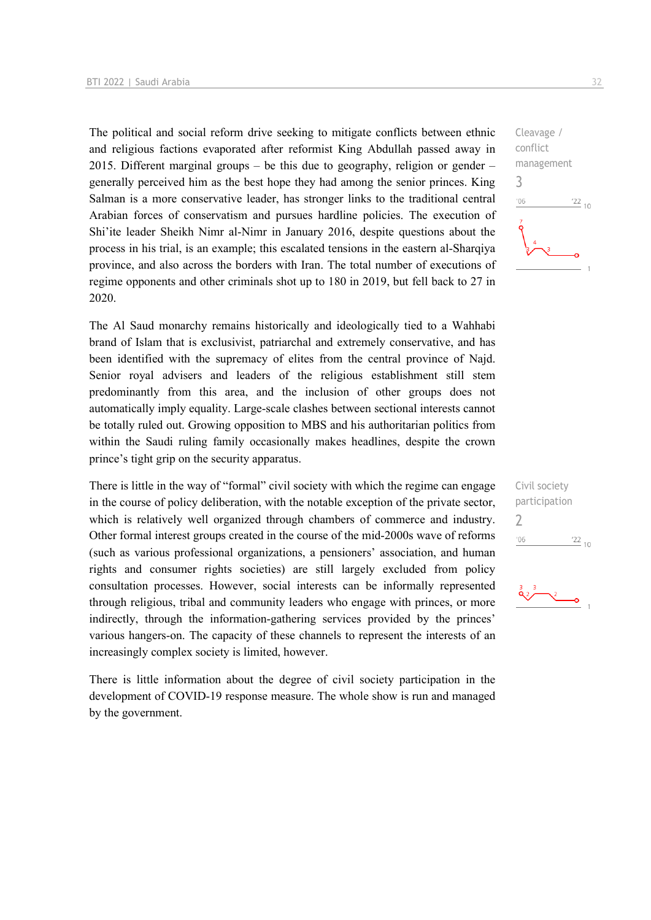The political and social reform drive seeking to mitigate conflicts between ethnic and religious factions evaporated after reformist King Abdullah passed away in 2015. Different marginal groups – be this due to geography, religion or gender – generally perceived him as the best hope they had among the senior princes. King Salman is a more conservative leader, has stronger links to the traditional central Arabian forces of conservatism and pursues hardline policies. The execution of Shi'ite leader Sheikh Nimr al-Nimr in January 2016, despite questions about the process in his trial, is an example; this escalated tensions in the eastern al-Sharqiya province, and also across the borders with Iran. The total number of executions of regime opponents and other criminals shot up to 180 in 2019, but fell back to 27 in 2020.

Cleavage / conflict management
3

The Al Saud monarchy remains historically and ideologically tied to a Wahhabi brand of Islam that is exclusivist, patriarchal and extremely conservative, and has been identified with the supremacy of elites from the central province of Najd. Senior royal advisers and leaders of the religious establishment still stem predominantly from this area, and the inclusion of other groups does not automatically imply equality. Large-scale clashes between sectional interests cannot be totally ruled out. Growing opposition to MBS and his authoritarian politics from within the Saudi ruling family occasionally makes headlines, despite the crown prince's tight grip on the security apparatus.

There is little in the way of "formal" civil society with which the regime can engage in the course of policy deliberation, with the notable exception of the private sector, which is relatively well organized through chambers of commerce and industry. Other formal interest groups created in the course of the mid-2000s wave of reforms (such as various professional organizations, a pensioners' association, and human rights and consumer rights societies) are still largely excluded from policy consultation processes. However, social interests can be informally represented through religious, tribal and community leaders who engage with princes, or more indirectly, through the information-gathering services provided by the princes' various hangers-on. The capacity of these channels to represent the interests of an increasingly complex society is limited, however.

Civil society participation
2

There is little information about the degree of civil society participation in the development of COVID-19 response measure. The whole show is run and managed by the government.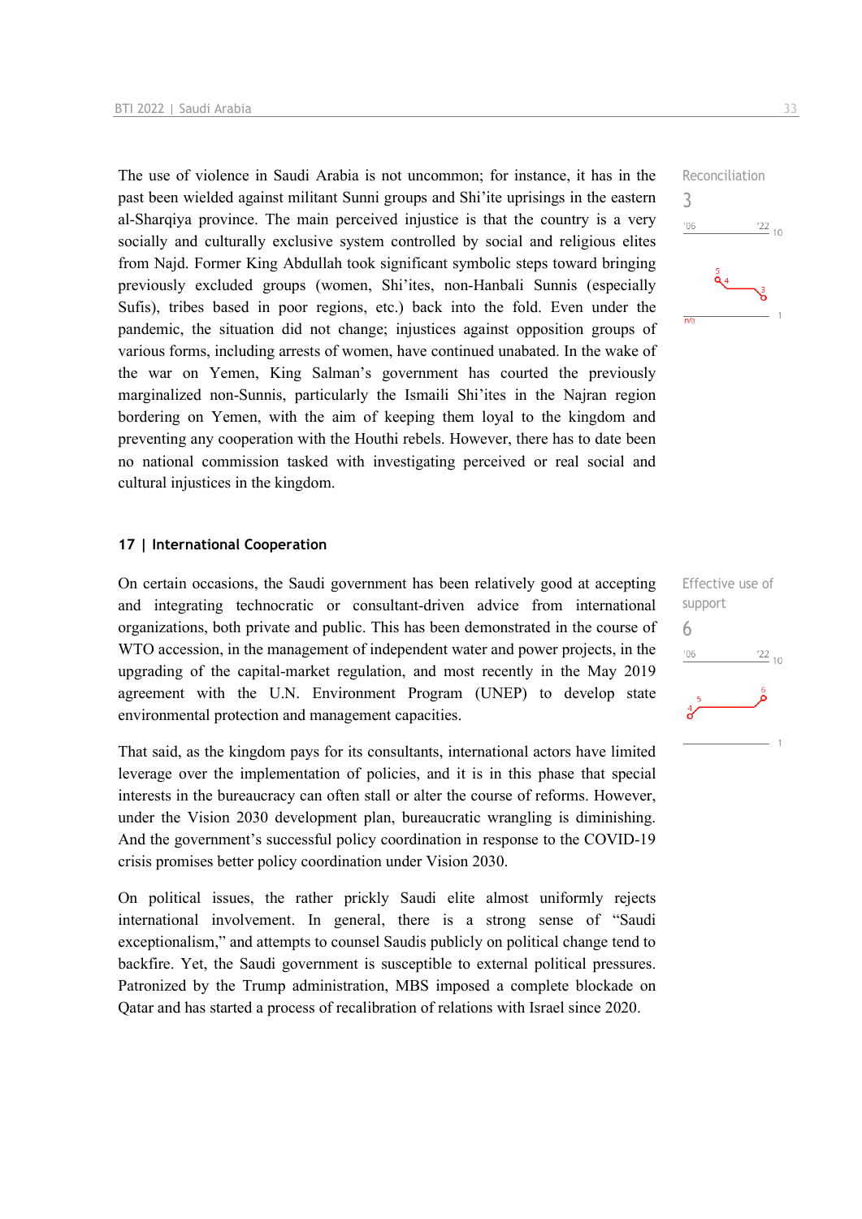The use of violence in Saudi Arabia is not uncommon; for instance, it has in the past been wielded against militant Sunni groups and Shi'ite uprisings in the eastern al-Sharqiya province. The main perceived injustice is that the country is a very socially and culturally exclusive system controlled by social and religious elites from Najd. Former King Abdullah took significant symbolic steps toward bringing previously excluded groups (women, Shi'ites, non-Hanbali Sunnis (especially Sufis), tribes based in poor regions, etc.) back into the fold. Even under the pandemic, the situation did not change; injustices against opposition groups of various forms, including arrests of women, have continued unabated. In the wake of the war on Yemen, King Salman's government has courted the previously marginalized non-Sunnis, particularly the Ismaili Shi'ites in the Najran region bordering on Yemen, with the aim of keeping them loyal to the kingdom and preventing any cooperation with the Houthi rebels. However, there has to date been no national commission tasked with investigating perceived or real social and cultural injustices in the kingdom.

Reconciliation
3

## 17 | International Cooperation

On certain occasions, the Saudi government has been relatively good at accepting and integrating technocratic or consultant-driven advice from international organizations, both private and public. This has been demonstrated in the course of WTO accession, in the management of independent water and power projects, in the upgrading of the capital-market regulation, and most recently in the May 2019 agreement with the U.N. Environment Program (UNEP) to develop state environmental protection and management capacities.

Effective use of support
6

That said, as the kingdom pays for its consultants, international actors have limited leverage over the implementation of policies, and it is in this phase that special interests in the bureaucracy can often stall or alter the course of reforms. However, under the Vision 2030 development plan, bureaucratic wrangling is diminishing. And the government's successful policy coordination in response to the COVID-19 crisis promises better policy coordination under Vision 2030.

On political issues, the rather prickly Saudi elite almost uniformly rejects international involvement. In general, there is a strong sense of "Saudi exceptionalism," and attempts to counsel Saudis publicly on political change tend to backfire. Yet, the Saudi government is susceptible to external political pressures. Patronized by the Trump administration, MBS imposed a complete blockade on Qatar and has started a process of recalibration of relations with Israel since 2020.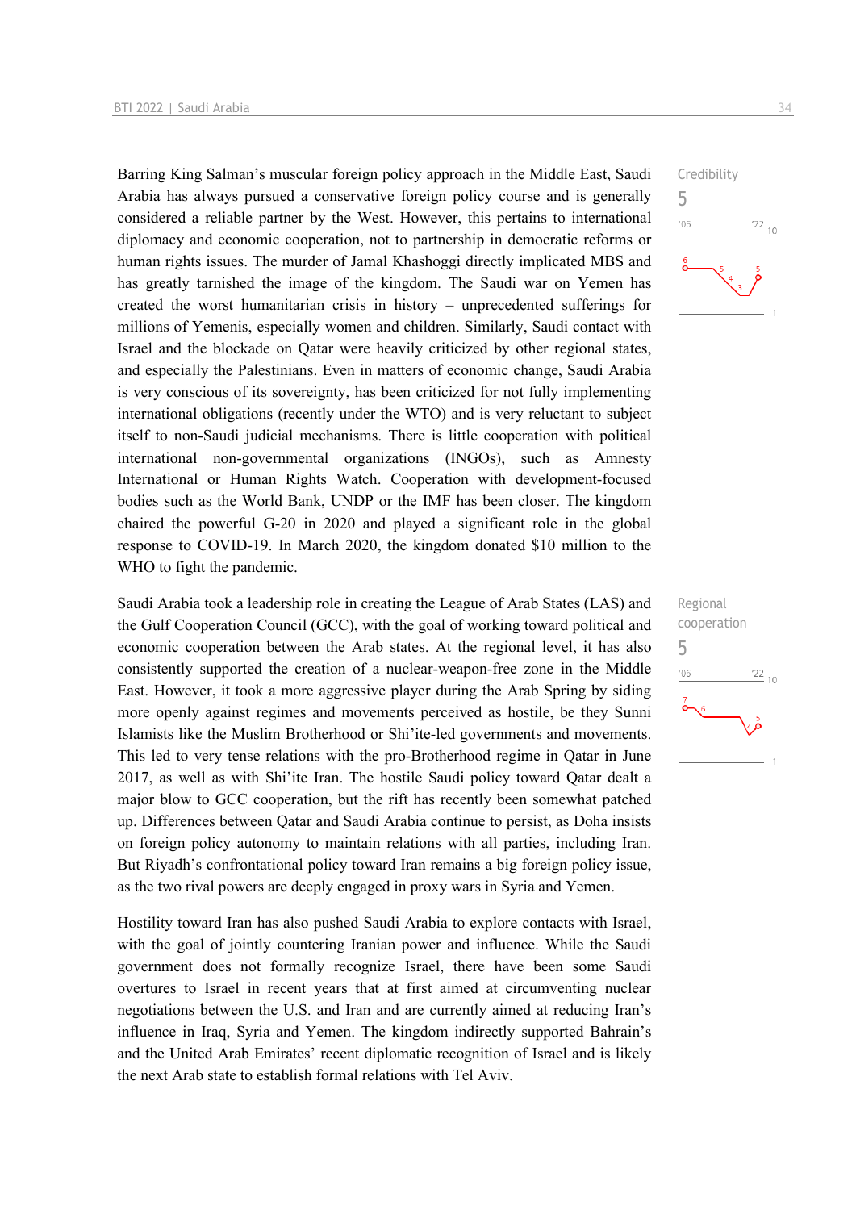Barring King Salman's muscular foreign policy approach in the Middle East, Saudi Arabia has always pursued a conservative foreign policy course and is generally considered a reliable partner by the West. However, this pertains to international diplomacy and economic cooperation, not to partnership in democratic reforms or human rights issues. The murder of Jamal Khashoggi directly implicated MBS and has greatly tarnished the image of the kingdom. The Saudi war on Yemen has created the worst humanitarian crisis in history – unprecedented sufferings for millions of Yemenis, especially women and children. Similarly, Saudi contact with Israel and the blockade on Qatar were heavily criticized by other regional states, and especially the Palestinians. Even in matters of economic change, Saudi Arabia is very conscious of its sovereignty, has been criticized for not fully implementing international obligations (recently under the WTO) and is very reluctant to subject itself to non-Saudi judicial mechanisms. There is little cooperation with political international non-governmental organizations (INGOs), such as Amnesty International or Human Rights Watch. Cooperation with development-focused bodies such as the World Bank, UNDP or the IMF has been closer. The kingdom chaired the powerful G-20 in 2020 and played a significant role in the global response to COVID-19. In March 2020, the kingdom donated $10 million to the WHO to fight the pandemic.

Credibility
5

Saudi Arabia took a leadership role in creating the League of Arab States (LAS) and the Gulf Cooperation Council (GCC), with the goal of working toward political and economic cooperation between the Arab states. At the regional level, it has also consistently supported the creation of a nuclear-weapon-free zone in the Middle East. However, it took a more aggressive player during the Arab Spring by siding more openly against regimes and movements perceived as hostile, be they Sunni Islamists like the Muslim Brotherhood or Shi'ite-led governments and movements. This led to very tense relations with the pro-Brotherhood regime in Qatar in June 2017, as well as with Shi'ite Iran. The hostile Saudi policy toward Qatar dealt a major blow to GCC cooperation, but the rift has recently been somewhat patched up. Differences between Qatar and Saudi Arabia continue to persist, as Doha insists on foreign policy autonomy to maintain relations with all parties, including Iran. But Riyadh's confrontational policy toward Iran remains a big foreign policy issue, as the two rival powers are deeply engaged in proxy wars in Syria and Yemen.

Regional cooperation
5

Hostility toward Iran has also pushed Saudi Arabia to explore contacts with Israel, with the goal of jointly countering Iranian power and influence. While the Saudi government does not formally recognize Israel, there have been some Saudi overtures to Israel in recent years that at first aimed at circumventing nuclear negotiations between the U.S. and Iran and are currently aimed at reducing Iran's influence in Iraq, Syria and Yemen. The kingdom indirectly supported Bahrain's and the United Arab Emirates' recent diplomatic recognition of Israel and is likely the next Arab state to establish formal relations with Tel Aviv.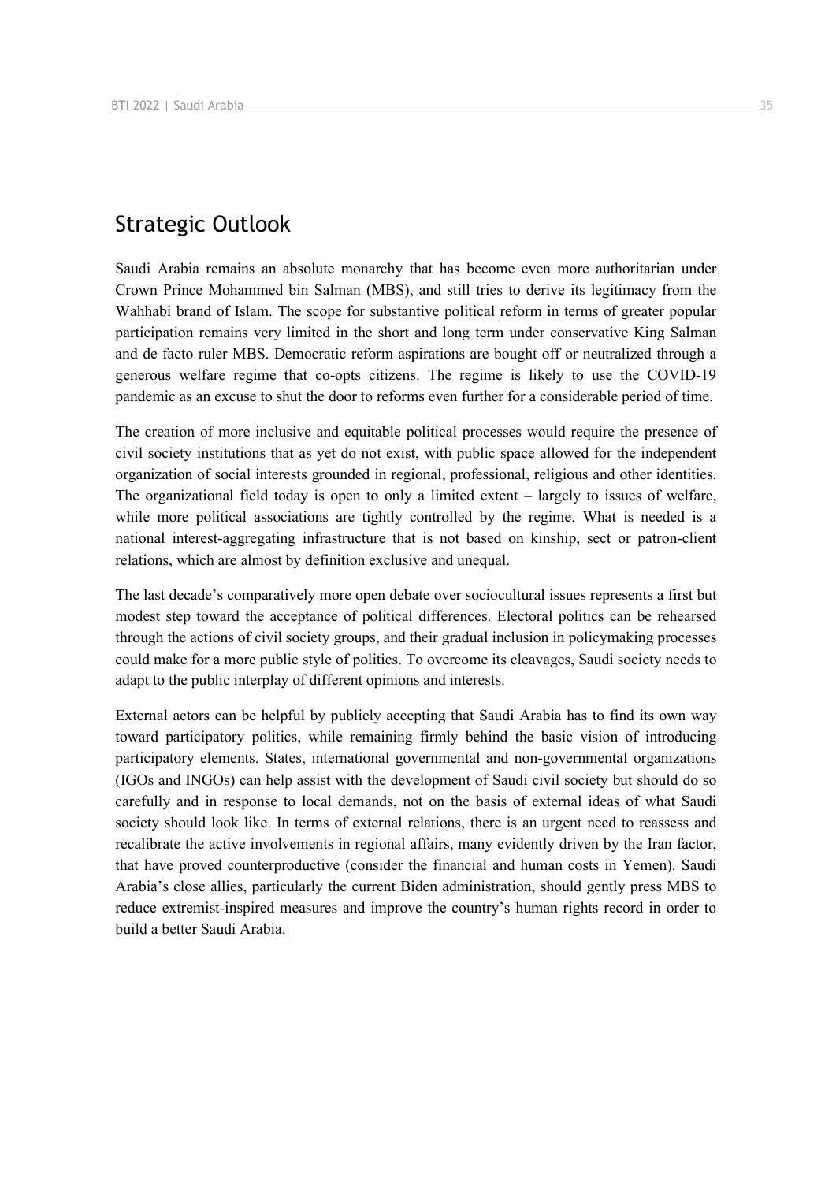## Strategic Outlook

Saudi Arabia remains an absolute monarchy that has become even more authoritarian under Crown Prince Mohammed bin Salman (MBS), and still tries to derive its legitimacy from the Wahhabi brand of Islam. The scope for substantive political reform in terms of greater popular participation remains very limited in the short and long term under conservative King Salman and de facto ruler MBS. Democratic reform aspirations are bought off or neutralized through a generous welfare regime that co-opts citizens. The regime is likely to use the COVID-19 pandemic as an excuse to shut the door to reforms even further for a considerable period of time.

The creation of more inclusive and equitable political processes would require the presence of civil society institutions that as yet do not exist, with public space allowed for the independent organization of social interests grounded in regional, professional, religious and other identities. The organizational field today is open to only a limited extent – largely to issues of welfare, while more political associations are tightly controlled by the regime. What is needed is a national interest-aggregating infrastructure that is not based on kinship, sect or patron-client relations, which are almost by definition exclusive and unequal.

The last decade's comparatively more open debate over sociocultural issues represents a first but modest step toward the acceptance of political differences. Electoral politics can be rehearsed through the actions of civil society groups, and their gradual inclusion in policymaking processes could make for a more public style of politics. To overcome its cleavages, Saudi society needs to adapt to the public interplay of different opinions and interests.

External actors can be helpful by publicly accepting that Saudi Arabia has to find its own way toward participatory politics, while remaining firmly behind the basic vision of introducing participatory elements. States, international governmental and non-governmental organizations (IGOs and INGOs) can help assist with the development of Saudi civil society but should do so carefully and in response to local demands, not on the basis of external ideas of what Saudi society should look like. In terms of external relations, there is an urgent need to reassess and recalibrate the active involvements in regional affairs, many evidently driven by the Iran factor, that have proved counterproductive (consider the financial and human costs in Yemen). Saudi Arabia's close allies, particularly the current Biden administration, should gently press MBS to reduce extremist-inspired measures and improve the country's human rights record in order to build a better Saudi Arabia.